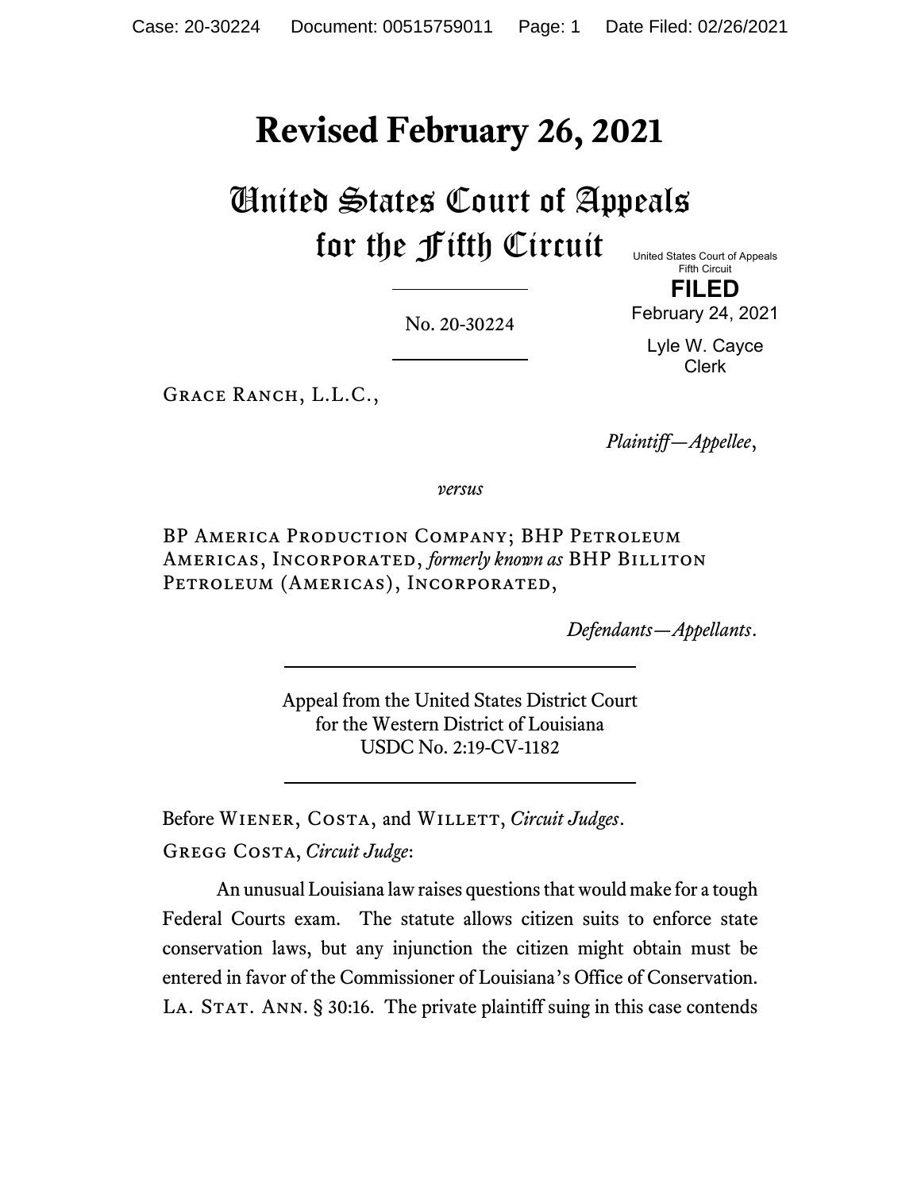# Revised February 26, 2021

# United States Court of Appeals for the Fifth Circuit

United States Court of Appeals
Fifth Circuit

**FILED**

February 24, 2021

Lyle W. Cayce
Clerk

No. 20-30224

---

Grace Ranch, L.L.C.,

*Plaintiff—Appellee*,

*versus*

BP America Production Company; BHP Petroleum Americas, Incorporated, *formerly known as* BHP Billiton Petroleum (Americas), Incorporated,

*Defendants—Appellants*.

---

Appeal from the United States District Court
for the Western District of Louisiana
USDC No. 2:19-CV-1182

---

Before Wiener, Costa, and Willett, *Circuit Judges*.

Gregg Costa, *Circuit Judge*:

An unusual Louisiana law raises questions that would make for a tough Federal Courts exam. The statute allows citizen suits to enforce state conservation laws, but any injunction the citizen might obtain must be entered in favor of the Commissioner of Louisiana's Office of Conservation. La. Stat. Ann. § 30:16. The private plaintiff suing in this case contends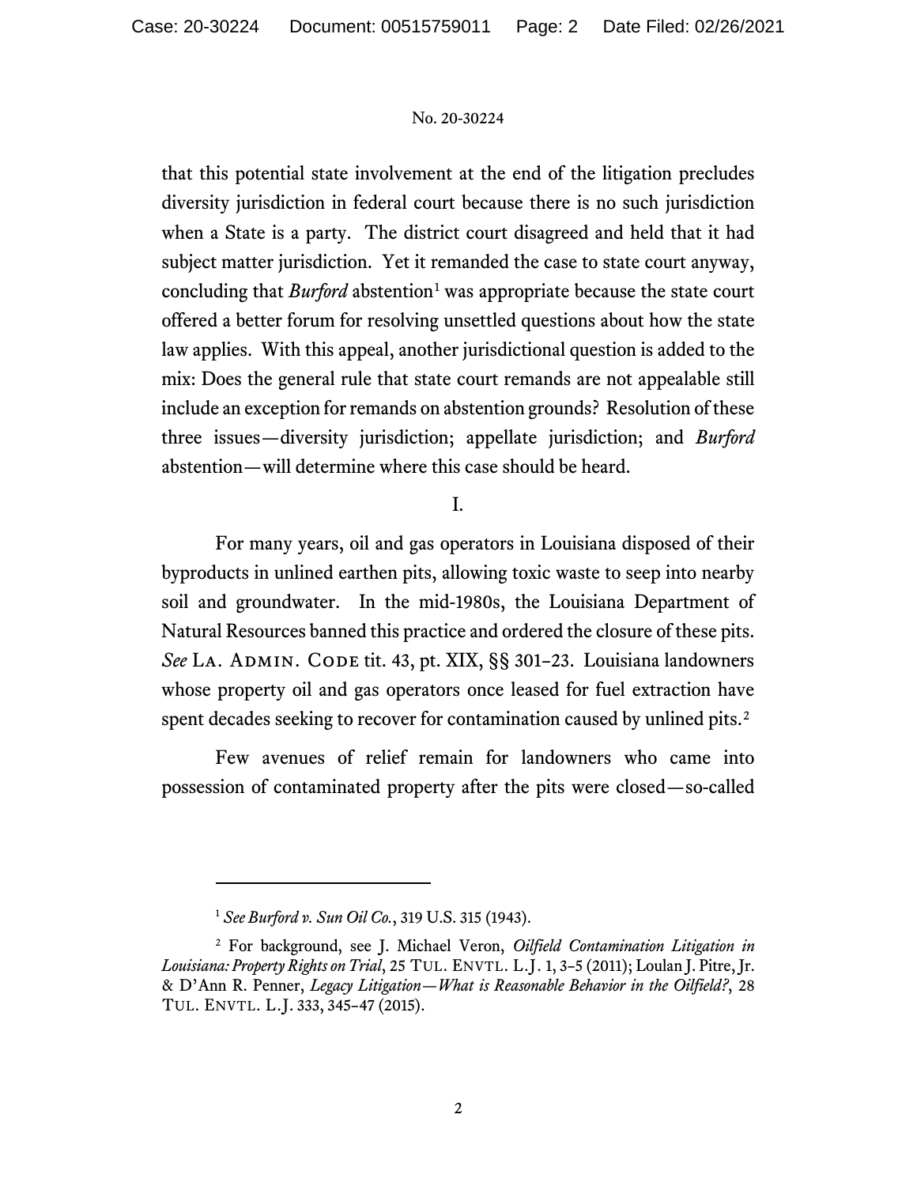that this potential state involvement at the end of the litigation precludes diversity jurisdiction in federal court because there is no such jurisdiction when a State is a party. The district court disagreed and held that it had subject matter jurisdiction. Yet it remanded the case to state court anyway, concluding that *Burford* abstention[1] was appropriate because the state court offered a better forum for resolving unsettled questions about how the state law applies. With this appeal, another jurisdictional question is added to the mix: Does the general rule that state court remands are not appealable still include an exception for remands on abstention grounds? Resolution of these three issues—diversity jurisdiction; appellate jurisdiction; and *Burford* abstention—will determine where this case should be heard.

I.

For many years, oil and gas operators in Louisiana disposed of their byproducts in unlined earthen pits, allowing toxic waste to seep into nearby soil and groundwater. In the mid-1980s, the Louisiana Department of Natural Resources banned this practice and ordered the closure of these pits. *See* LA. ADMIN. CODE tit. 43, pt. XIX, §§ 301–23. Louisiana landowners whose property oil and gas operators once leased for fuel extraction have spent decades seeking to recover for contamination caused by unlined pits.[2]

Few avenues of relief remain for landowners who came into possession of contaminated property after the pits were closed—so-called

---

[1] *See Burford v. Sun Oil Co.*, 319 U.S. 315 (1943).

[2] For background, see J. Michael Veron, *Oilfield Contamination Litigation in Louisiana: Property Rights on Trial*, 25 TUL. ENVTL. L.J. 1, 3–5 (2011); Loulan J. Pitre, Jr. & D'Ann R. Penner, *Legacy Litigation—What is Reasonable Behavior in the Oilfield?*, 28 TUL. ENVTL. L.J. 333, 345–47 (2015).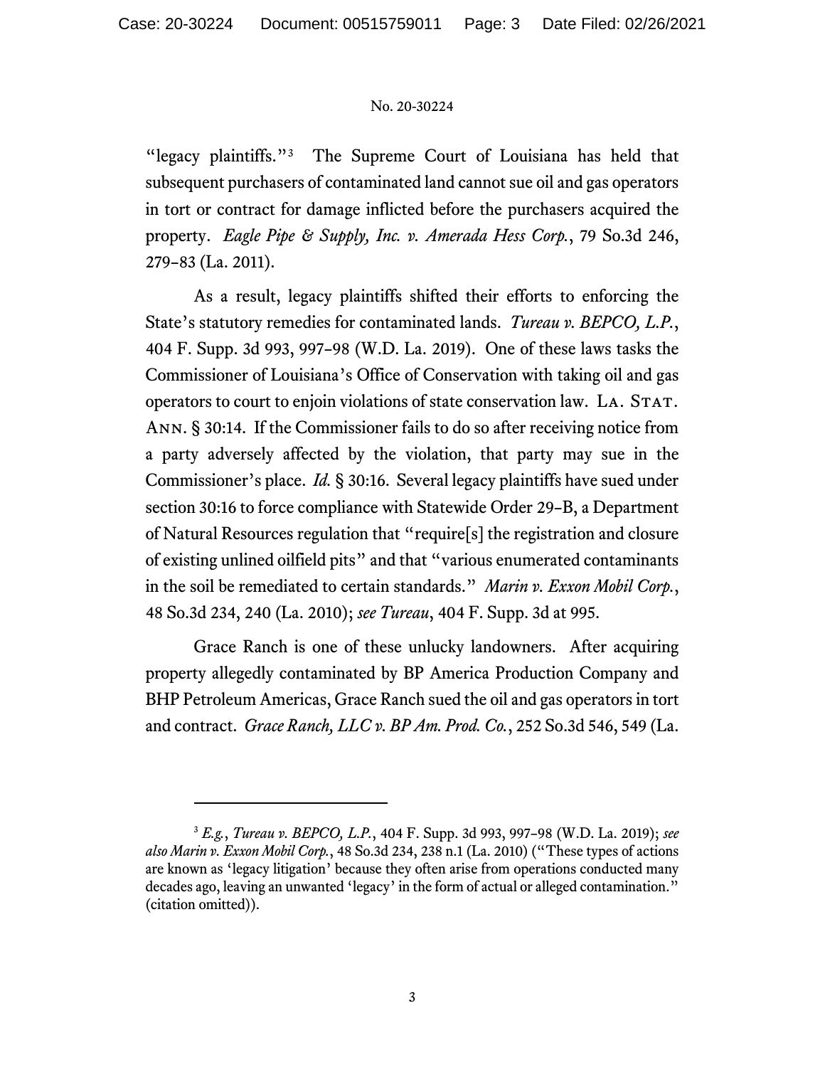"legacy plaintiffs."[3] The Supreme Court of Louisiana has held that subsequent purchasers of contaminated land cannot sue oil and gas operators in tort or contract for damage inflicted before the purchasers acquired the property. *Eagle Pipe & Supply, Inc. v. Amerada Hess Corp.*, 79 So.3d 246, 279–83 (La. 2011).

As a result, legacy plaintiffs shifted their efforts to enforcing the State's statutory remedies for contaminated lands. *Tureau v. BEPCO, L.P.*, 404 F. Supp. 3d 993, 997–98 (W.D. La. 2019). One of these laws tasks the Commissioner of Louisiana's Office of Conservation with taking oil and gas operators to court to enjoin violations of state conservation law. LA. STAT. ANN. § 30:14. If the Commissioner fails to do so after receiving notice from a party adversely affected by the violation, that party may sue in the Commissioner's place. *Id.* § 30:16. Several legacy plaintiffs have sued under section 30:16 to force compliance with Statewide Order 29-B, a Department of Natural Resources regulation that "require[s] the registration and closure of existing unlined oilfield pits" and that "various enumerated contaminants in the soil be remediated to certain standards." *Marin v. Exxon Mobil Corp.*, 48 So.3d 234, 240 (La. 2010); *see Tureau*, 404 F. Supp. 3d at 995.

Grace Ranch is one of these unlucky landowners. After acquiring property allegedly contaminated by BP America Production Company and BHP Petroleum Americas, Grace Ranch sued the oil and gas operators in tort and contract. *Grace Ranch, LLC v. BP Am. Prod. Co.*, 252 So.3d 546, 549 (La.

---

[3] *E.g.*, *Tureau v. BEPCO, L.P.*, 404 F. Supp. 3d 993, 997–98 (W.D. La. 2019); *see also Marin v. Exxon Mobil Corp.*, 48 So.3d 234, 238 n.1 (La. 2010) ("These types of actions are known as 'legacy litigation' because they often arise from operations conducted many decades ago, leaving an unwanted 'legacy' in the form of actual or alleged contamination." (citation omitted)).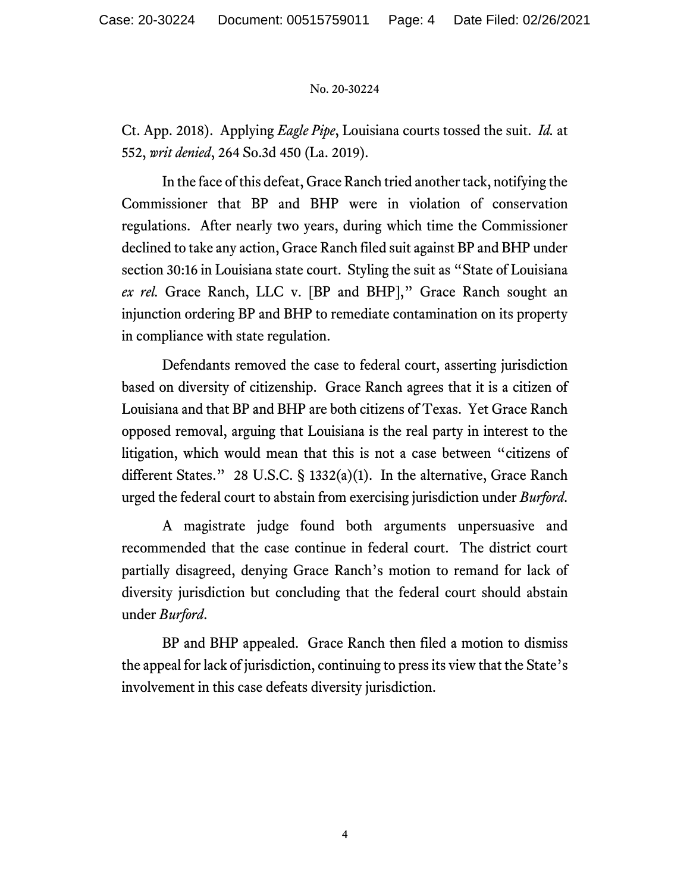Ct. App. 2018). Applying *Eagle Pipe*, Louisiana courts tossed the suit. *Id.* at 552, *writ denied*, 264 So.3d 450 (La. 2019).

In the face of this defeat, Grace Ranch tried another tack, notifying the Commissioner that BP and BHP were in violation of conservation regulations. After nearly two years, during which time the Commissioner declined to take any action, Grace Ranch filed suit against BP and BHP under section 30:16 in Louisiana state court. Styling the suit as "State of Louisiana *ex rel.* Grace Ranch, LLC v. [BP and BHP]," Grace Ranch sought an injunction ordering BP and BHP to remediate contamination on its property in compliance with state regulation.

Defendants removed the case to federal court, asserting jurisdiction based on diversity of citizenship. Grace Ranch agrees that it is a citizen of Louisiana and that BP and BHP are both citizens of Texas. Yet Grace Ranch opposed removal, arguing that Louisiana is the real party in interest to the litigation, which would mean that this is not a case between "citizens of different States." 28 U.S.C. § 1332(a)(1). In the alternative, Grace Ranch urged the federal court to abstain from exercising jurisdiction under *Burford*.

A magistrate judge found both arguments unpersuasive and recommended that the case continue in federal court. The district court partially disagreed, denying Grace Ranch's motion to remand for lack of diversity jurisdiction but concluding that the federal court should abstain under *Burford*.

BP and BHP appealed. Grace Ranch then filed a motion to dismiss the appeal for lack of jurisdiction, continuing to press its view that the State's involvement in this case defeats diversity jurisdiction.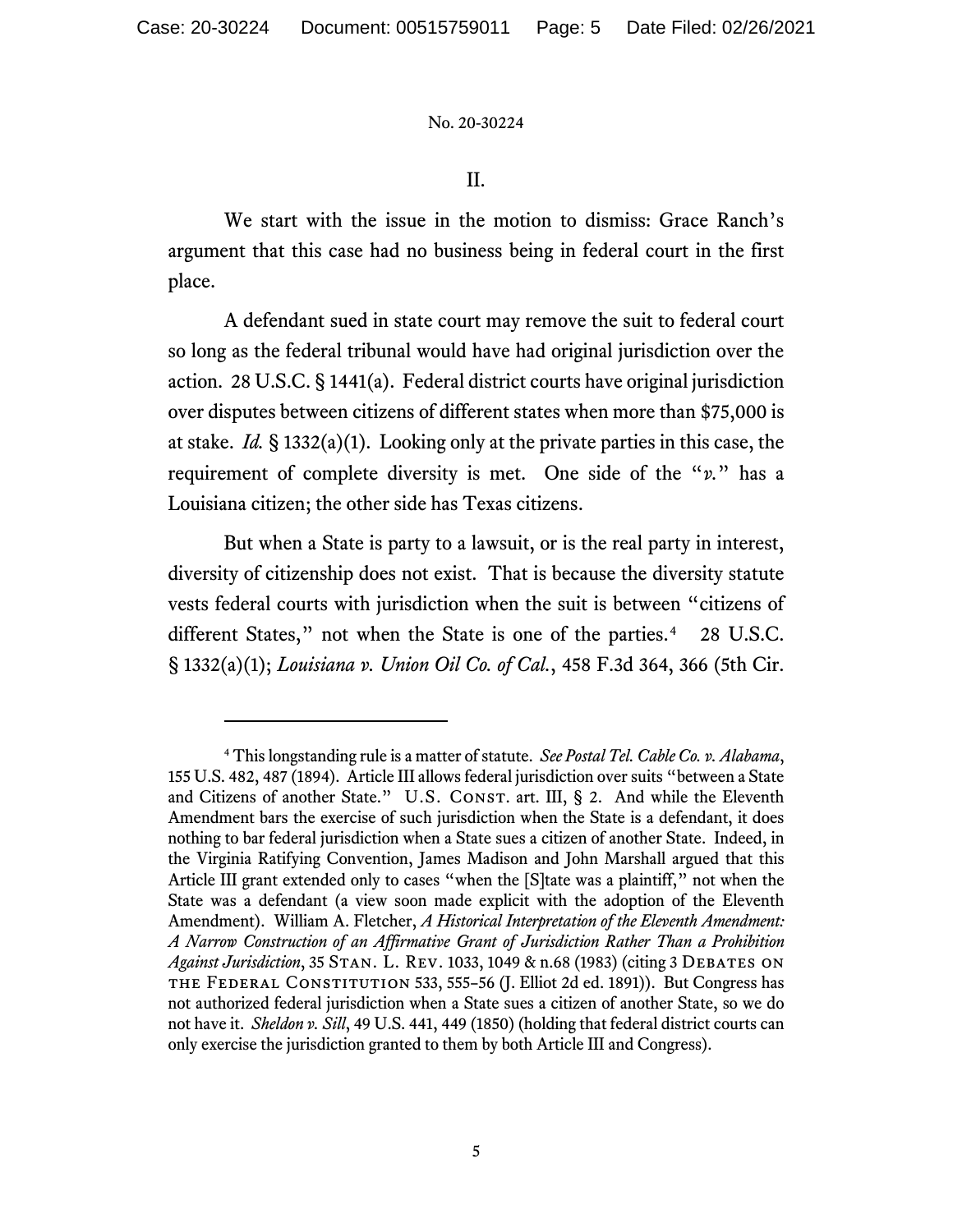II.

We start with the issue in the motion to dismiss: Grace Ranch's argument that this case had no business being in federal court in the first place.

A defendant sued in state court may remove the suit to federal court so long as the federal tribunal would have had original jurisdiction over the action. 28 U.S.C. § 1441(a). Federal district courts have original jurisdiction over disputes between citizens of different states when more than $75,000 is at stake. *Id.* § 1332(a)(1). Looking only at the private parties in this case, the requirement of complete diversity is met. One side of the "*v.*" has a Louisiana citizen; the other side has Texas citizens.

But when a State is party to a lawsuit, or is the real party in interest, diversity of citizenship does not exist. That is because the diversity statute vests federal courts with jurisdiction when the suit is between "citizens of different States," not when the State is one of the parties.[4] 28 U.S.C. § 1332(a)(1); *Louisiana v. Union Oil Co. of Cal.*, 458 F.3d 364, 366 (5th Cir.

[4] This longstanding rule is a matter of statute. *See Postal Tel. Cable Co. v. Alabama*, 155 U.S. 482, 487 (1894). Article III allows federal jurisdiction over suits "between a State and Citizens of another State." U.S. CONST. art. III, § 2. And while the Eleventh Amendment bars the exercise of such jurisdiction when the State is a defendant, it does nothing to bar federal jurisdiction when a State sues a citizen of another State. Indeed, in the Virginia Ratifying Convention, James Madison and John Marshall argued that this Article III grant extended only to cases "when the [S]tate was a plaintiff," not when the State was a defendant (a view soon made explicit with the adoption of the Eleventh Amendment). William A. Fletcher, *A Historical Interpretation of the Eleventh Amendment: A Narrow Construction of an Affirmative Grant of Jurisdiction Rather Than a Prohibition Against Jurisdiction*, 35 STAN. L. REV. 1033, 1049 & n.68 (1983) (citing 3 DEBATES ON THE FEDERAL CONSTITUTION 533, 555–56 (J. Elliot 2d ed. 1891)). But Congress has not authorized federal jurisdiction when a State sues a citizen of another State, so we do not have it. *Sheldon v. Sill*, 49 U.S. 441, 449 (1850) (holding that federal district courts can only exercise the jurisdiction granted to them by both Article III and Congress).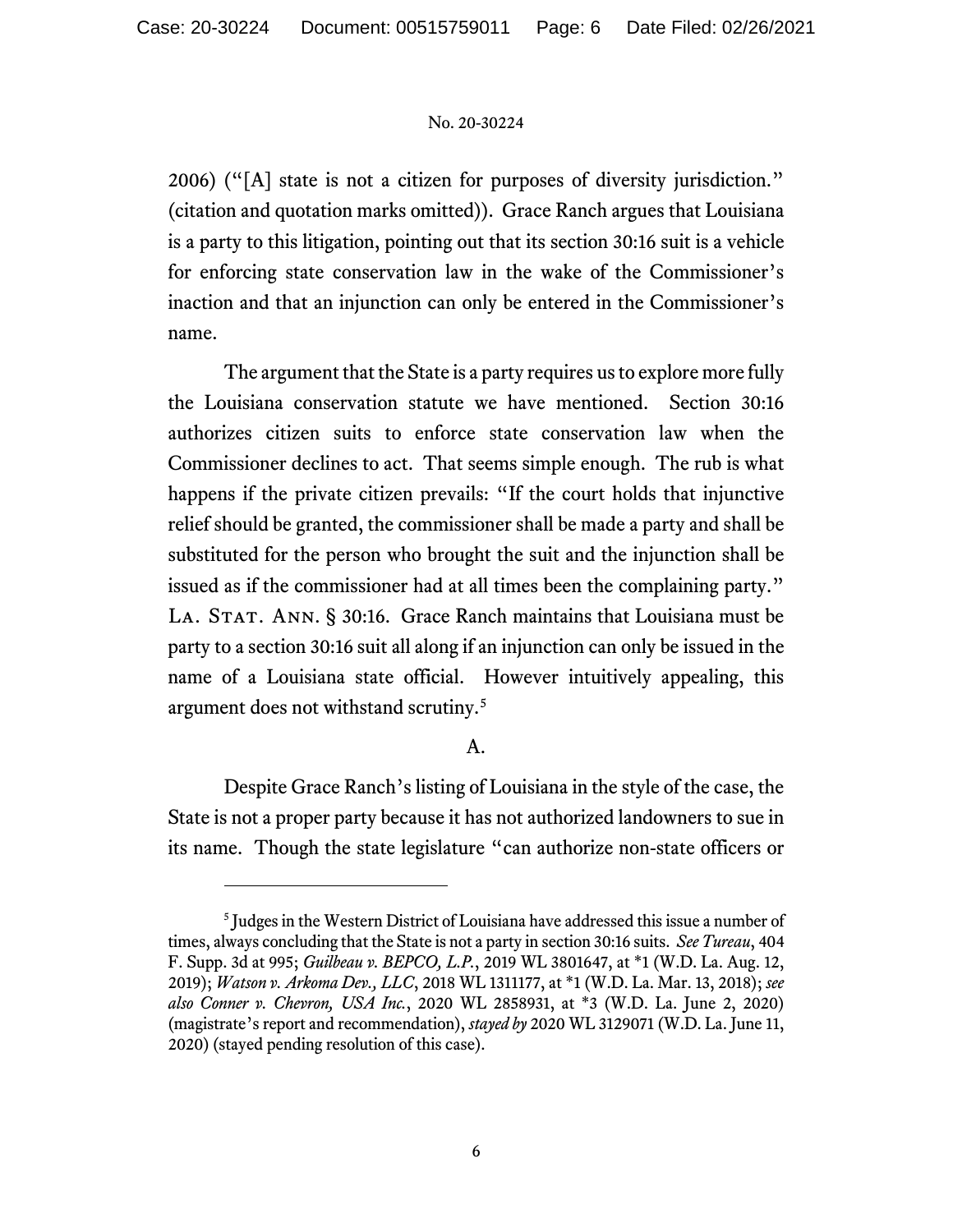2006) ("[A] state is not a citizen for purposes of diversity jurisdiction." (citation and quotation marks omitted)). Grace Ranch argues that Louisiana is a party to this litigation, pointing out that its section 30:16 suit is a vehicle for enforcing state conservation law in the wake of the Commissioner's inaction and that an injunction can only be entered in the Commissioner's name.

The argument that the State is a party requires us to explore more fully the Louisiana conservation statute we have mentioned. Section 30:16 authorizes citizen suits to enforce state conservation law when the Commissioner declines to act. That seems simple enough. The rub is what happens if the private citizen prevails: "If the court holds that injunctive relief should be granted, the commissioner shall be made a party and shall be substituted for the person who brought the suit and the injunction shall be issued as if the commissioner had at all times been the complaining party." La. Stat. Ann. § 30:16. Grace Ranch maintains that Louisiana must be party to a section 30:16 suit all along if an injunction can only be issued in the name of a Louisiana state official. However intuitively appealing, this argument does not withstand scrutiny.[5]

A.

Despite Grace Ranch's listing of Louisiana in the style of the case, the State is not a proper party because it has not authorized landowners to sue in its name. Though the state legislature "can authorize non-state officers or

---

[5] Judges in the Western District of Louisiana have addressed this issue a number of times, always concluding that the State is not a party in section 30:16 suits. *See Tureau*, 404 F. Supp. 3d at 995; *Guilbeau v. BEPCO, L.P.*, 2019 WL 3801647, at *1 (W.D. La. Aug. 12, 2019); *Watson v. Arkoma Dev., LLC*, 2018 WL 1311177, at *1 (W.D. La. Mar. 13, 2018); *see also Conner v. Chevron, USA Inc.*, 2020 WL 2858931, at *3 (W.D. La. June 2, 2020) (magistrate's report and recommendation), *stayed by* 2020 WL 3129071 (W.D. La. June 11, 2020) (stayed pending resolution of this case).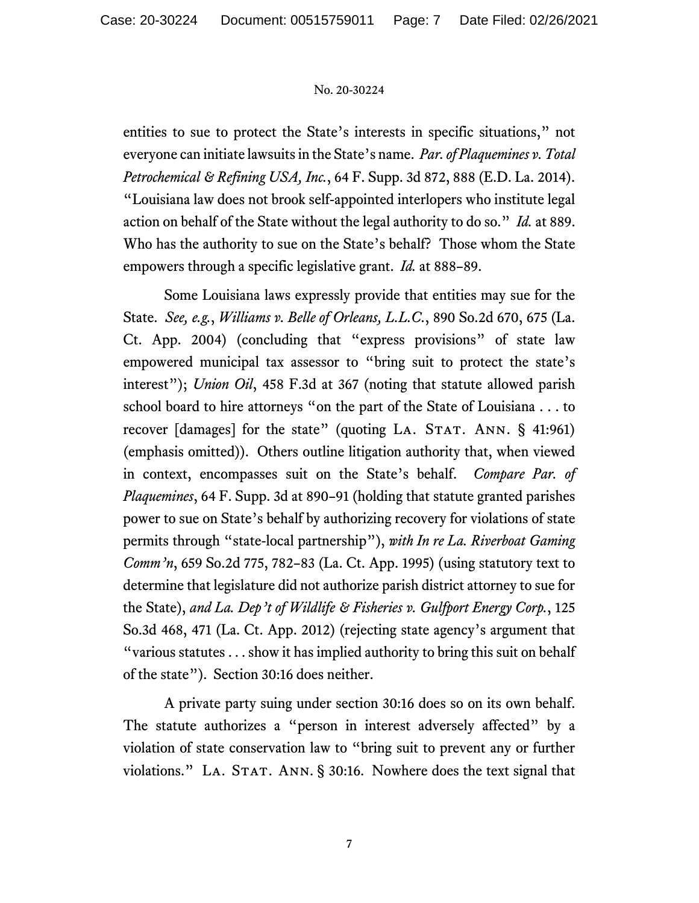entities to sue to protect the State's interests in specific situations," not everyone can initiate lawsuits in the State's name. *Par. of Plaquemines v. Total Petrochemical & Refining USA, Inc.*, 64 F. Supp. 3d 872, 888 (E.D. La. 2014). "Louisiana law does not brook self-appointed interlopers who institute legal action on behalf of the State without the legal authority to do so." *Id.* at 889. Who has the authority to sue on the State's behalf? Those whom the State empowers through a specific legislative grant. *Id.* at 888–89.

Some Louisiana laws expressly provide that entities may sue for the State. *See, e.g.*, *Williams v. Belle of Orleans, L.L.C.*, 890 So.2d 670, 675 (La. Ct. App. 2004) (concluding that "express provisions" of state law empowered municipal tax assessor to "bring suit to protect the state's interest"); *Union Oil*, 458 F.3d at 367 (noting that statute allowed parish school board to hire attorneys "on the part of the State of Louisiana . . . to recover [damages] for the state" (quoting LA. STAT. ANN. § 41:961) (emphasis omitted)). Others outline litigation authority that, when viewed in context, encompasses suit on the State's behalf. *Compare Par. of Plaquemines*, 64 F. Supp. 3d at 890–91 (holding that statute granted parishes power to sue on State's behalf by authorizing recovery for violations of state permits through "state-local partnership"), *with In re La. Riverboat Gaming Comm'n*, 659 So.2d 775, 782–83 (La. Ct. App. 1995) (using statutory text to determine that legislature did not authorize parish district attorney to sue for the State), *and La. Dep't of Wildlife & Fisheries v. Gulfport Energy Corp.*, 125 So.3d 468, 471 (La. Ct. App. 2012) (rejecting state agency's argument that "various statutes . . . show it has implied authority to bring this suit on behalf of the state"). Section 30:16 does neither.

A private party suing under section 30:16 does so on its own behalf. The statute authorizes a "person in interest adversely affected" by a violation of state conservation law to "bring suit to prevent any or further violations." LA. STAT. ANN. § 30:16. Nowhere does the text signal that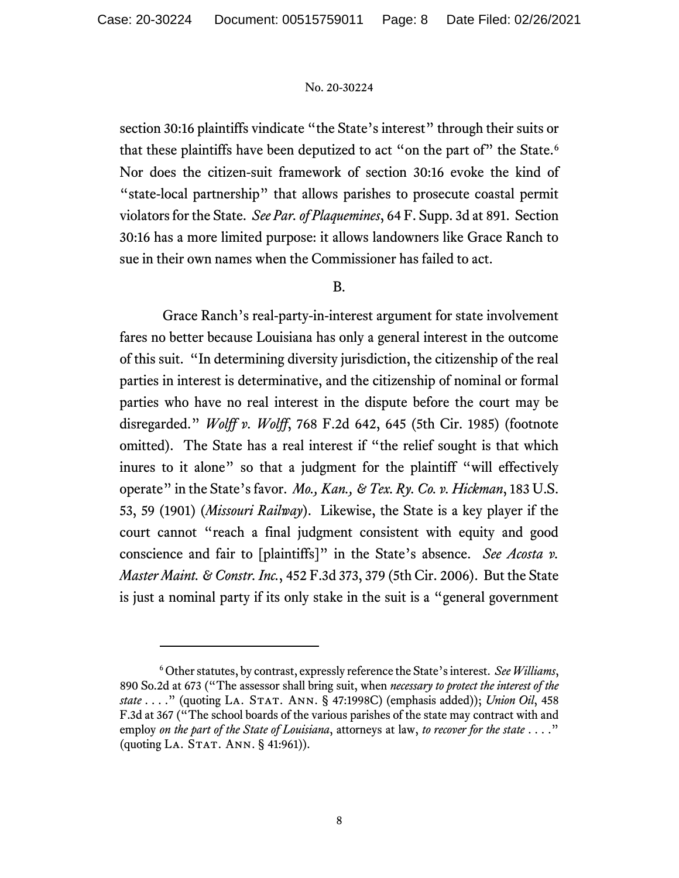section 30:16 plaintiffs vindicate "the State's interest" through their suits or that these plaintiffs have been deputized to act "on the part of" the State.[6] Nor does the citizen-suit framework of section 30:16 evoke the kind of "state-local partnership" that allows parishes to prosecute coastal permit violators for the State. *See Par. of Plaquemines*, 64 F. Supp. 3d at 891. Section 30:16 has a more limited purpose: it allows landowners like Grace Ranch to sue in their own names when the Commissioner has failed to act.

B.

Grace Ranch's real-party-in-interest argument for state involvement fares no better because Louisiana has only a general interest in the outcome of this suit. "In determining diversity jurisdiction, the citizenship of the real parties in interest is determinative, and the citizenship of nominal or formal parties who have no real interest in the dispute before the court may be disregarded." *Wolff v. Wolff*, 768 F.2d 642, 645 (5th Cir. 1985) (footnote omitted). The State has a real interest if "the relief sought is that which inures to it alone" so that a judgment for the plaintiff "will effectively operate" in the State's favor. *Mo., Kan., & Tex. Ry. Co. v. Hickman*, 183 U.S. 53, 59 (1901) (*Missouri Railway*). Likewise, the State is a key player if the court cannot "reach a final judgment consistent with equity and good conscience and fair to [plaintiffs]" in the State's absence. *See Acosta v. Master Maint. & Constr. Inc.*, 452 F.3d 373, 379 (5th Cir. 2006). But the State is just a nominal party if its only stake in the suit is a "general government

---

[6] Other statutes, by contrast, expressly reference the State's interest. *See Williams*, 890 So.2d at 673 ("The assessor shall bring suit, when *necessary to protect the interest of the state* . . . ." (quoting La. Stat. Ann. § 47:1998C) (emphasis added)); *Union Oil*, 458 F.3d at 367 ("The school boards of the various parishes of the state may contract with and employ *on the part of the State of Louisiana*, attorneys at law, *to recover for the state* . . . ." (quoting La. Stat. Ann. § 41:961)).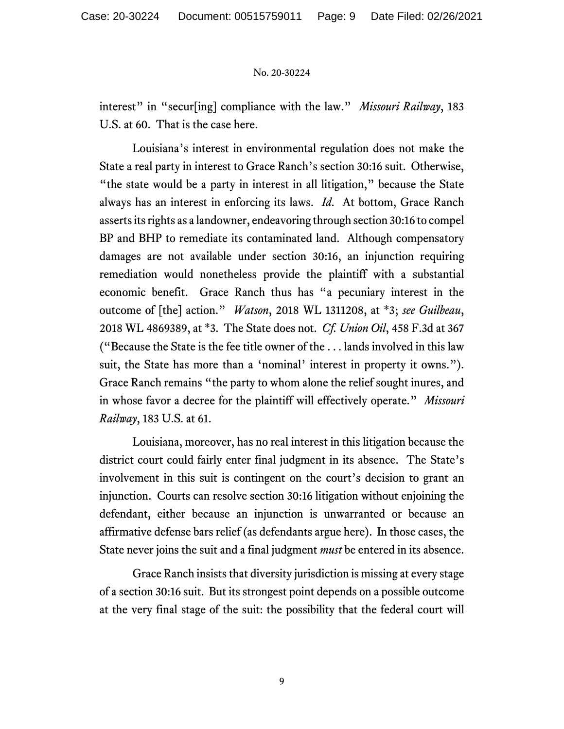interest" in "secur[ing] compliance with the law." *Missouri Railway*, 183 U.S. at 60. That is the case here.

Louisiana's interest in environmental regulation does not make the State a real party in interest to Grace Ranch's section 30:16 suit. Otherwise, "the state would be a party in interest in all litigation," because the State always has an interest in enforcing its laws. *Id*. At bottom, Grace Ranch asserts its rights as a landowner, endeavoring through section 30:16 to compel BP and BHP to remediate its contaminated land. Although compensatory damages are not available under section 30:16, an injunction requiring remediation would nonetheless provide the plaintiff with a substantial economic benefit. Grace Ranch thus has "a pecuniary interest in the outcome of [the] action." *Watson*, 2018 WL 1311208, at *3; *see Guilbeau*, 2018 WL 4869389, at *3. The State does not. *Cf. Union Oil*, 458 F.3d at 367 ("Because the State is the fee title owner of the . . . lands involved in this law suit, the State has more than a 'nominal' interest in property it owns."). Grace Ranch remains "the party to whom alone the relief sought inures, and in whose favor a decree for the plaintiff will effectively operate." *Missouri Railway*, 183 U.S. at 61.

Louisiana, moreover, has no real interest in this litigation because the district court could fairly enter final judgment in its absence. The State's involvement in this suit is contingent on the court's decision to grant an injunction. Courts can resolve section 30:16 litigation without enjoining the defendant, either because an injunction is unwarranted or because an affirmative defense bars relief (as defendants argue here). In those cases, the State never joins the suit and a final judgment *must* be entered in its absence.

Grace Ranch insists that diversity jurisdiction is missing at every stage of a section 30:16 suit. But its strongest point depends on a possible outcome at the very final stage of the suit: the possibility that the federal court will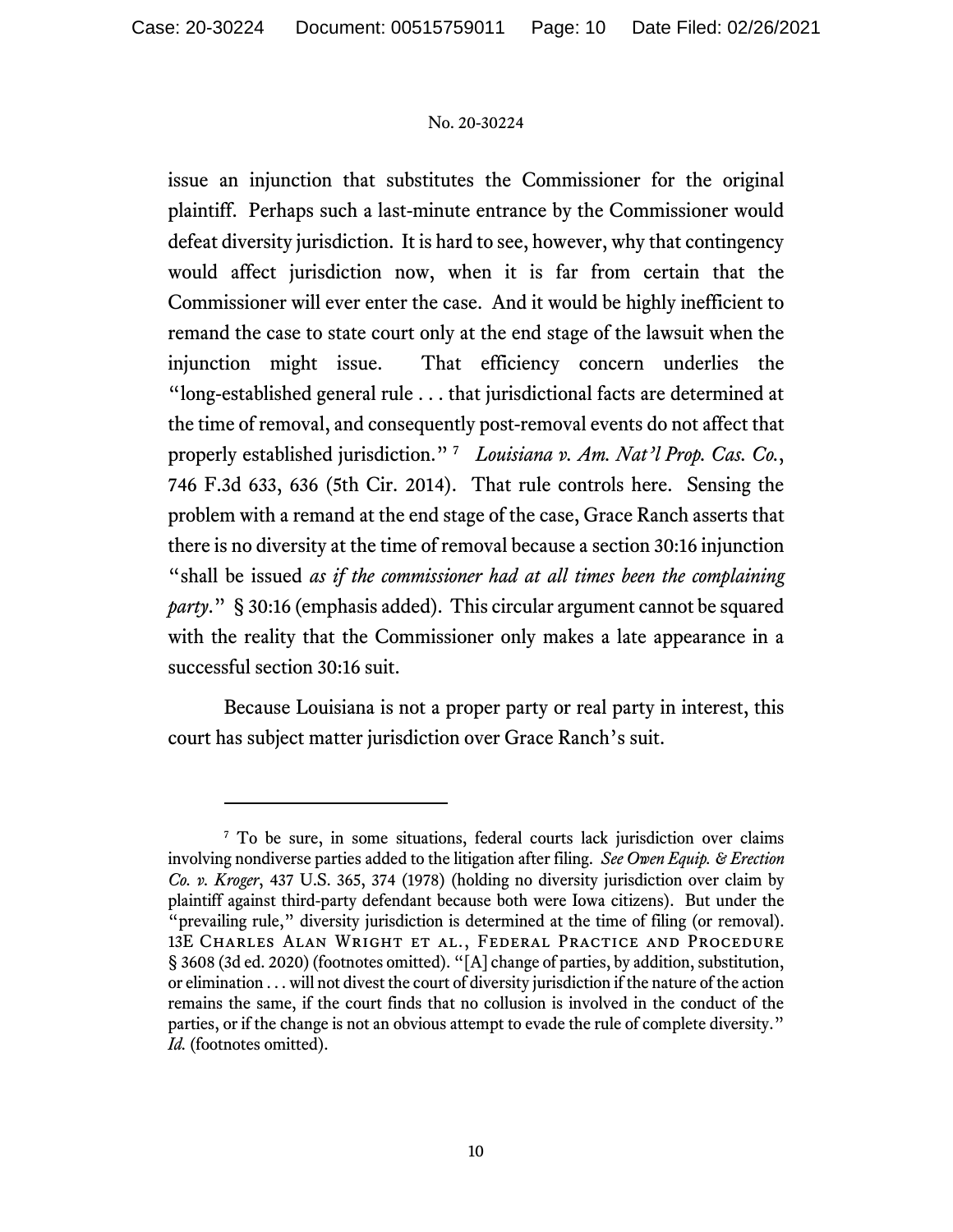issue an injunction that substitutes the Commissioner for the original plaintiff. Perhaps such a last-minute entrance by the Commissioner would defeat diversity jurisdiction. It is hard to see, however, why that contingency would affect jurisdiction now, when it is far from certain that the Commissioner will ever enter the case. And it would be highly inefficient to remand the case to state court only at the end stage of the lawsuit when the injunction might issue. That efficiency concern underlies the "long-established general rule . . . that jurisdictional facts are determined at the time of removal, and consequently post-removal events do not affect that properly established jurisdiction."[7] *Louisiana v. Am. Nat'l Prop. Cas. Co.*, 746 F.3d 633, 636 (5th Cir. 2014). That rule controls here. Sensing the problem with a remand at the end stage of the case, Grace Ranch asserts that there is no diversity at the time of removal because a section 30:16 injunction "shall be issued *as if the commissioner had at all times been the complaining party*." § 30:16 (emphasis added). This circular argument cannot be squared with the reality that the Commissioner only makes a late appearance in a successful section 30:16 suit.

Because Louisiana is not a proper party or real party in interest, this court has subject matter jurisdiction over Grace Ranch's suit.

---

[7] To be sure, in some situations, federal courts lack jurisdiction over claims involving nondiverse parties added to the litigation after filing. *See Owen Equip. & Erection Co. v. Kroger*, 437 U.S. 365, 374 (1978) (holding no diversity jurisdiction over claim by plaintiff against third-party defendant because both were Iowa citizens). But under the "prevailing rule," diversity jurisdiction is determined at the time of filing (or removal). 13E Charles Alan Wright et al., Federal Practice and Procedure § 3608 (3d ed. 2020) (footnotes omitted). "[A] change of parties, by addition, substitution, or elimination . . . will not divest the court of diversity jurisdiction if the nature of the action remains the same, if the court finds that no collusion is involved in the conduct of the parties, or if the change is not an obvious attempt to evade the rule of complete diversity." *Id.* (footnotes omitted).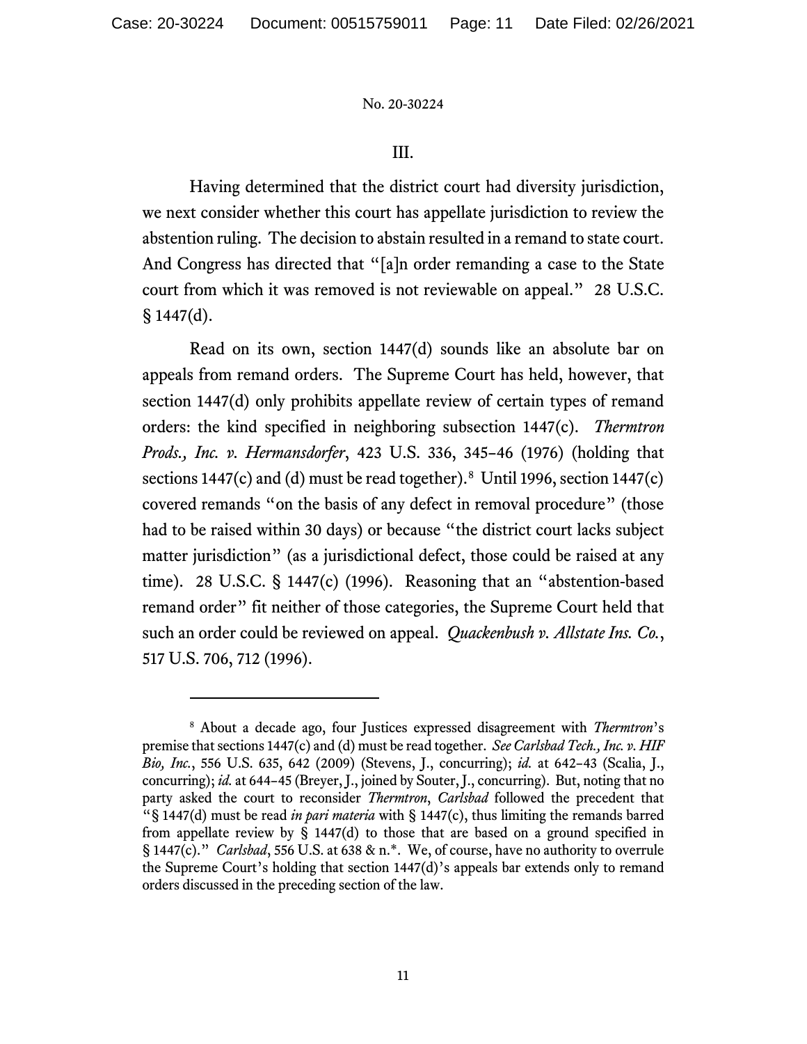III.

Having determined that the district court had diversity jurisdiction, we next consider whether this court has appellate jurisdiction to review the abstention ruling. The decision to abstain resulted in a remand to state court. And Congress has directed that "[a]n order remanding a case to the State court from which it was removed is not reviewable on appeal." 28 U.S.C. § 1447(d).

Read on its own, section 1447(d) sounds like an absolute bar on appeals from remand orders. The Supreme Court has held, however, that section 1447(d) only prohibits appellate review of certain types of remand orders: the kind specified in neighboring subsection 1447(c). *Thermtron Prods., Inc. v. Hermansdorfer*, 423 U.S. 336, 345–46 (1976) (holding that sections 1447(c) and (d) must be read together).[8] Until 1996, section 1447(c) covered remands "on the basis of any defect in removal procedure" (those had to be raised within 30 days) or because "the district court lacks subject matter jurisdiction" (as a jurisdictional defect, those could be raised at any time). 28 U.S.C. § 1447(c) (1996). Reasoning that an "abstention-based remand order" fit neither of those categories, the Supreme Court held that such an order could be reviewed on appeal. *Quackenbush v. Allstate Ins. Co.*, 517 U.S. 706, 712 (1996).

[8] About a decade ago, four Justices expressed disagreement with *Thermtron*'s premise that sections 1447(c) and (d) must be read together. *See Carlsbad Tech., Inc. v. HIF Bio, Inc.*, 556 U.S. 635, 642 (2009) (Stevens, J., concurring); *id.* at 642–43 (Scalia, J., concurring); *id.* at 644–45 (Breyer, J., joined by Souter, J., concurring). But, noting that no party asked the court to reconsider *Thermtron*, *Carlsbad* followed the precedent that "§ 1447(d) must be read *in pari materia* with § 1447(c), thus limiting the remands barred from appellate review by § 1447(d) to those that are based on a ground specified in § 1447(c)." *Carlsbad*, 556 U.S. at 638 & n.*. We, of course, have no authority to overrule the Supreme Court's holding that section 1447(d)'s appeals bar extends only to remand orders discussed in the preceding section of the law.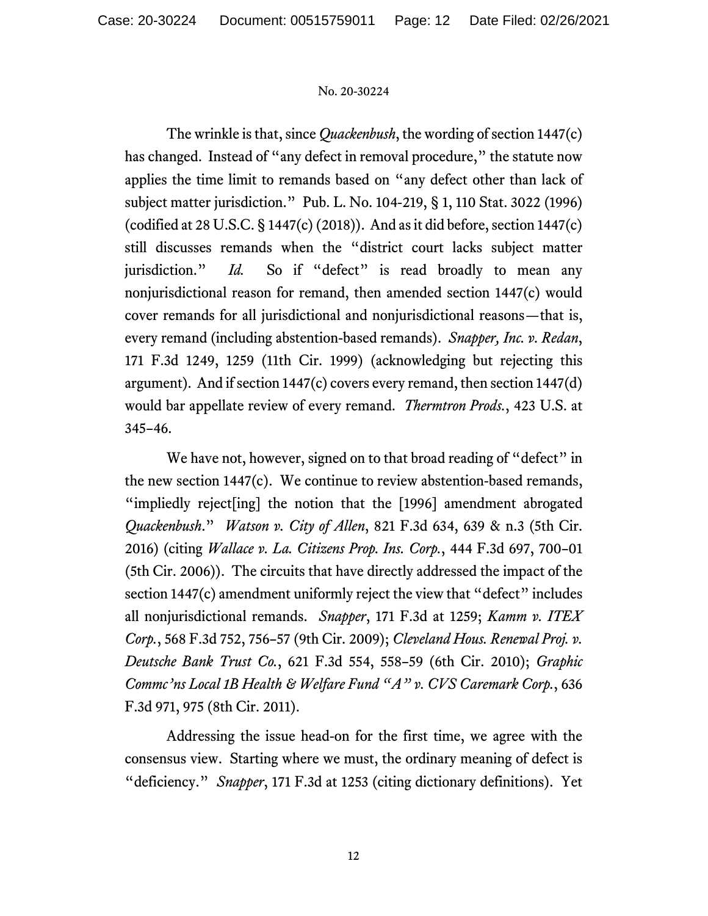The wrinkle is that, since *Quackenbush*, the wording of section 1447(c) has changed. Instead of "any defect in removal procedure," the statute now applies the time limit to remands based on "any defect other than lack of subject matter jurisdiction." Pub. L. No. 104-219, § 1, 110 Stat. 3022 (1996) (codified at 28 U.S.C. § 1447(c) (2018)). And as it did before, section 1447(c) still discusses remands when the "district court lacks subject matter jurisdiction." *Id.* So if "defect" is read broadly to mean any nonjurisdictional reason for remand, then amended section 1447(c) would cover remands for all jurisdictional and nonjurisdictional reasons—that is, every remand (including abstention-based remands). *Snapper, Inc. v. Redan*, 171 F.3d 1249, 1259 (11th Cir. 1999) (acknowledging but rejecting this argument). And if section 1447(c) covers every remand, then section 1447(d) would bar appellate review of every remand. *Thermtron Prods.*, 423 U.S. at 345–46.

We have not, however, signed on to that broad reading of "defect" in the new section 1447(c). We continue to review abstention-based remands, "impliedly reject[ing] the notion that the [1996] amendment abrogated *Quackenbush*." *Watson v. City of Allen*, 821 F.3d 634, 639 & n.3 (5th Cir. 2016) (citing *Wallace v. La. Citizens Prop. Ins. Corp.*, 444 F.3d 697, 700–01 (5th Cir. 2006)). The circuits that have directly addressed the impact of the section 1447(c) amendment uniformly reject the view that "defect" includes all nonjurisdictional remands. *Snapper*, 171 F.3d at 1259; *Kamm v. ITEX Corp.*, 568 F.3d 752, 756–57 (9th Cir. 2009); *Cleveland Hous. Renewal Proj. v. Deutsche Bank Trust Co.*, 621 F.3d 554, 558–59 (6th Cir. 2010); *Graphic Commc'ns Local 1B Health & Welfare Fund "A" v. CVS Caremark Corp.*, 636 F.3d 971, 975 (8th Cir. 2011).

Addressing the issue head-on for the first time, we agree with the consensus view. Starting where we must, the ordinary meaning of defect is "deficiency." *Snapper*, 171 F.3d at 1253 (citing dictionary definitions). Yet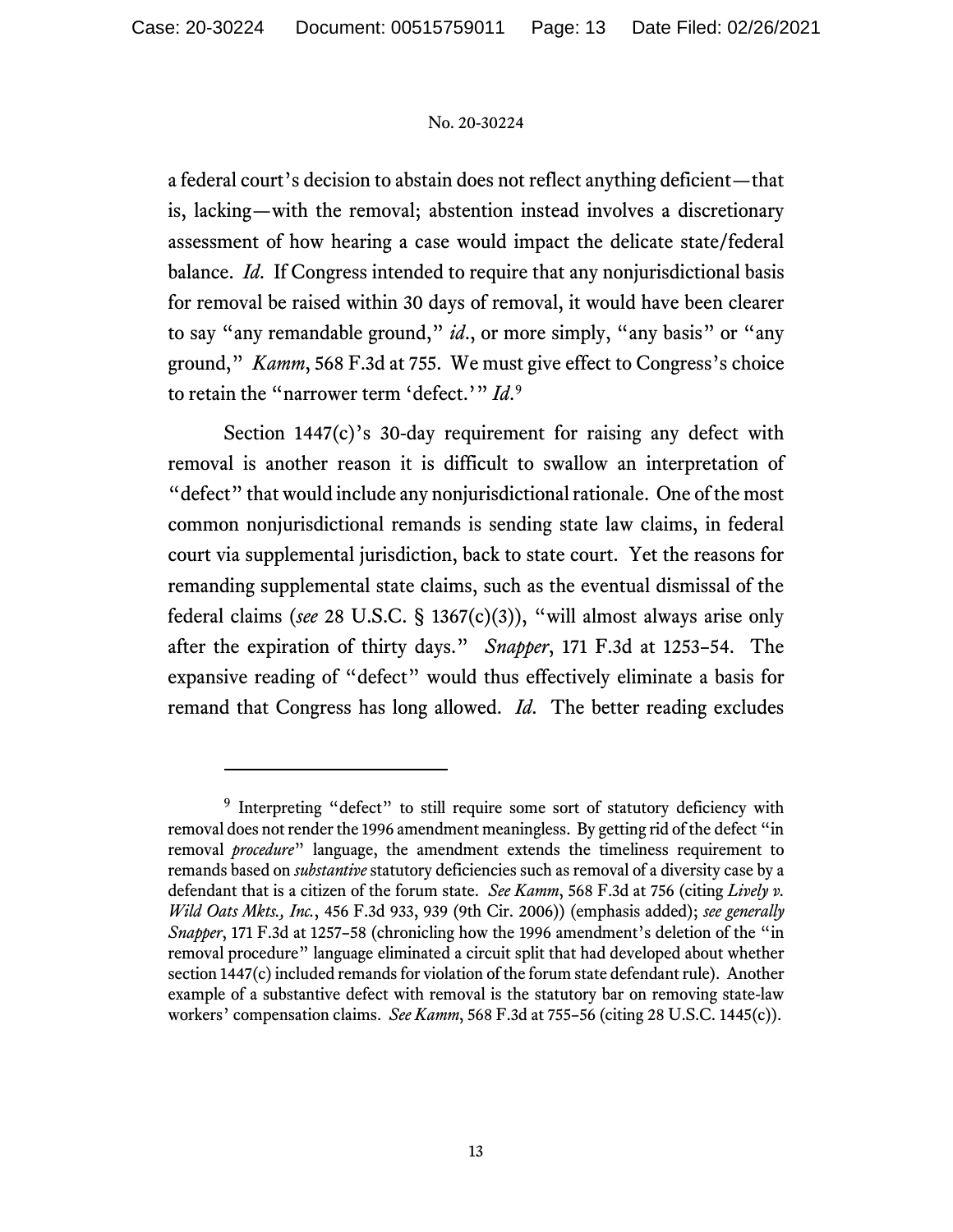a federal court's decision to abstain does not reflect anything deficient—that is, lacking—with the removal; abstention instead involves a discretionary assessment of how hearing a case would impact the delicate state/federal balance. *Id*. If Congress intended to require that any nonjurisdictional basis for removal be raised within 30 days of removal, it would have been clearer to say "any remandable ground," *id*., or more simply, "any basis" or "any ground," *Kamm*, 568 F.3d at 755. We must give effect to Congress's choice to retain the "narrower term 'defect.'" *Id*.[9]

Section 1447(c)'s 30-day requirement for raising any defect with removal is another reason it is difficult to swallow an interpretation of "defect" that would include any nonjurisdictional rationale. One of the most common nonjurisdictional remands is sending state law claims, in federal court via supplemental jurisdiction, back to state court. Yet the reasons for remanding supplemental state claims, such as the eventual dismissal of the federal claims (*see* 28 U.S.C. § 1367(c)(3)), "will almost always arise only after the expiration of thirty days." *Snapper*, 171 F.3d at 1253–54. The expansive reading of "defect" would thus effectively eliminate a basis for remand that Congress has long allowed. *Id*. The better reading excludes

---

[9] Interpreting "defect" to still require some sort of statutory deficiency with removal does not render the 1996 amendment meaningless. By getting rid of the defect "in removal *procedure*" language, the amendment extends the timeliness requirement to remands based on *substantive* statutory deficiencies such as removal of a diversity case by a defendant that is a citizen of the forum state. *See Kamm*, 568 F.3d at 756 (citing *Lively v. Wild Oats Mkts., Inc.*, 456 F.3d 933, 939 (9th Cir. 2006)) (emphasis added); *see generally Snapper*, 171 F.3d at 1257–58 (chronicling how the 1996 amendment's deletion of the "in removal procedure" language eliminated a circuit split that had developed about whether section 1447(c) included remands for violation of the forum state defendant rule). Another example of a substantive defect with removal is the statutory bar on removing state-law workers' compensation claims. *See Kamm*, 568 F.3d at 755–56 (citing 28 U.S.C. 1445(c)).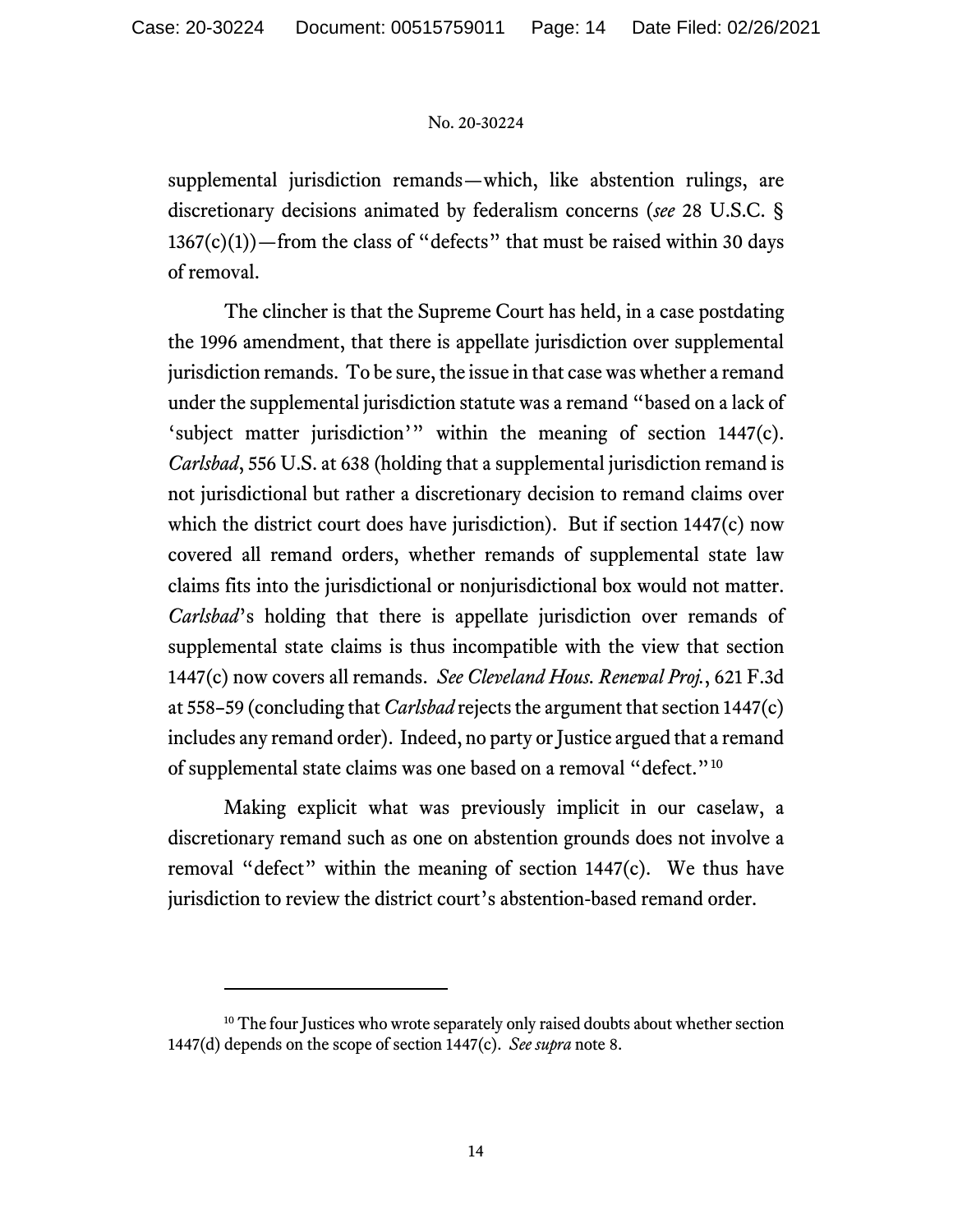supplemental jurisdiction remands—which, like abstention rulings, are discretionary decisions animated by federalism concerns (*see* 28 U.S.C. § 1367(c)(1))—from the class of "defects" that must be raised within 30 days of removal.

The clincher is that the Supreme Court has held, in a case postdating the 1996 amendment, that there is appellate jurisdiction over supplemental jurisdiction remands. To be sure, the issue in that case was whether a remand under the supplemental jurisdiction statute was a remand "based on a lack of 'subject matter jurisdiction'" within the meaning of section 1447(c). *Carlsbad*, 556 U.S. at 638 (holding that a supplemental jurisdiction remand is not jurisdictional but rather a discretionary decision to remand claims over which the district court does have jurisdiction). But if section 1447(c) now covered all remand orders, whether remands of supplemental state law claims fits into the jurisdictional or nonjurisdictional box would not matter. *Carlsbad*'s holding that there is appellate jurisdiction over remands of supplemental state claims is thus incompatible with the view that section 1447(c) now covers all remands. *See Cleveland Hous. Renewal Proj.*, 621 F.3d at 558–59 (concluding that *Carlsbad* rejects the argument that section 1447(c) includes any remand order). Indeed, no party or Justice argued that a remand of supplemental state claims was one based on a removal "defect."[10]

Making explicit what was previously implicit in our caselaw, a discretionary remand such as one on abstention grounds does not involve a removal "defect" within the meaning of section 1447(c). We thus have jurisdiction to review the district court's abstention-based remand order.

---

[10] The four Justices who wrote separately only raised doubts about whether section 1447(d) depends on the scope of section 1447(c). *See supra* note 8.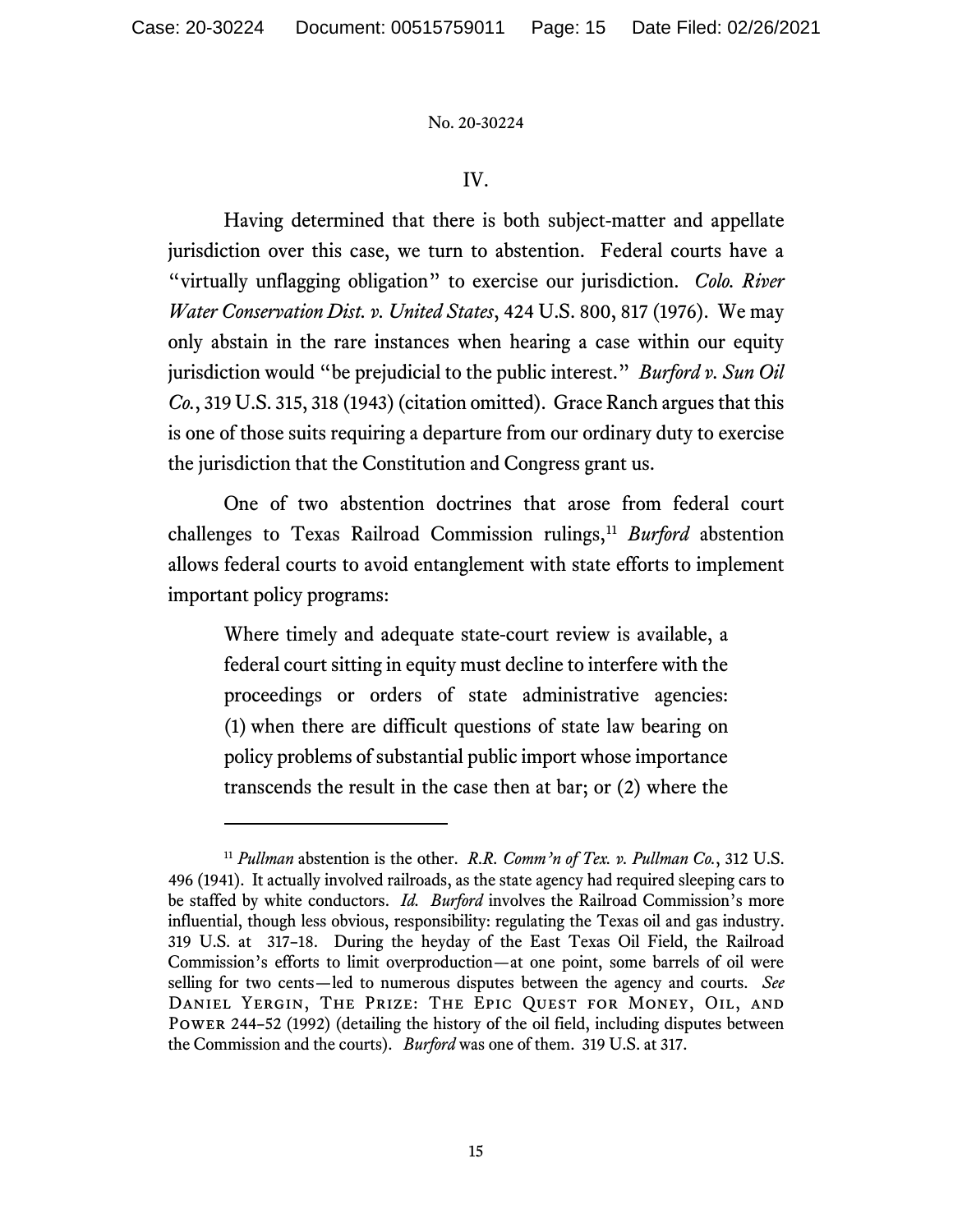## IV.

Having determined that there is both subject-matter and appellate jurisdiction over this case, we turn to abstention. Federal courts have a "virtually unflagging obligation" to exercise our jurisdiction. *Colo. River Water Conservation Dist. v. United States*, 424 U.S. 800, 817 (1976). We may only abstain in the rare instances when hearing a case within our equity jurisdiction would "be prejudicial to the public interest." *Burford v. Sun Oil Co.*, 319 U.S. 315, 318 (1943) (citation omitted). Grace Ranch argues that this is one of those suits requiring a departure from our ordinary duty to exercise the jurisdiction that the Constitution and Congress grant us.

One of two abstention doctrines that arose from federal court challenges to Texas Railroad Commission rulings,[11] *Burford* abstention allows federal courts to avoid entanglement with state efforts to implement important policy programs:

> Where timely and adequate state-court review is available, a federal court sitting in equity must decline to interfere with the proceedings or orders of state administrative agencies: (1) when there are difficult questions of state law bearing on policy problems of substantial public import whose importance transcends the result in the case then at bar; or (2) where the

---

[11] *Pullman* abstention is the other. *R.R. Comm'n of Tex. v. Pullman Co.*, 312 U.S. 496 (1941). It actually involved railroads, as the state agency had required sleeping cars to be staffed by white conductors. *Id.* *Burford* involves the Railroad Commission's more influential, though less obvious, responsibility: regulating the Texas oil and gas industry. 319 U.S. at 317–18. During the heyday of the East Texas Oil Field, the Railroad Commission's efforts to limit overproduction—at one point, some barrels of oil were selling for two cents—led to numerous disputes between the agency and courts. *See* Daniel Yergin, The Prize: The Epic Quest for Money, Oil, and Power 244–52 (1992) (detailing the history of the oil field, including disputes between the Commission and the courts). *Burford* was one of them. 319 U.S. at 317.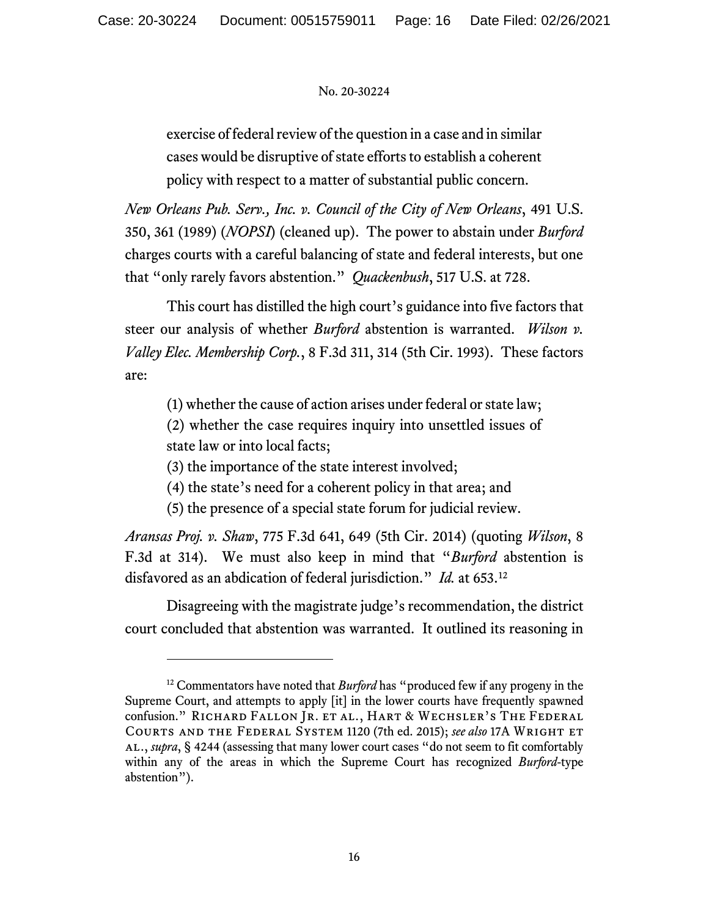> exercise of federal review of the question in a case and in similar cases would be disruptive of state efforts to establish a coherent policy with respect to a matter of substantial public concern.

*New Orleans Pub. Serv., Inc. v. Council of the City of New Orleans*, 491 U.S. 350, 361 (1989) (*NOPSI*) (cleaned up). The power to abstain under *Burford* charges courts with a careful balancing of state and federal interests, but one that "only rarely favors abstention." *Quackenbush*, 517 U.S. at 728.

This court has distilled the high court's guidance into five factors that steer our analysis of whether *Burford* abstention is warranted. *Wilson v. Valley Elec. Membership Corp.*, 8 F.3d 311, 314 (5th Cir. 1993). These factors are:

> (1) whether the cause of action arises under federal or state law;
> (2) whether the case requires inquiry into unsettled issues of state law or into local facts;
> (3) the importance of the state interest involved;
> (4) the state's need for a coherent policy in that area; and
> (5) the presence of a special state forum for judicial review.

*Aransas Proj. v. Shaw*, 775 F.3d 641, 649 (5th Cir. 2014) (quoting *Wilson*, 8 F.3d at 314). We must also keep in mind that "*Burford* abstention is disfavored as an abdication of federal jurisdiction." *Id.* at 653.[12]

Disagreeing with the magistrate judge's recommendation, the district court concluded that abstention was warranted. It outlined its reasoning in

---

[12] Commentators have noted that *Burford* has "produced few if any progeny in the Supreme Court, and attempts to apply [it] in the lower courts have frequently spawned confusion." Richard Fallon Jr. et al., Hart & Wechsler's The Federal Courts and the Federal System 1120 (7th ed. 2015); *see also* 17A Wright et al., *supra*, § 4244 (assessing that many lower court cases "do not seem to fit comfortably within any of the areas in which the Supreme Court has recognized *Burford*-type abstention").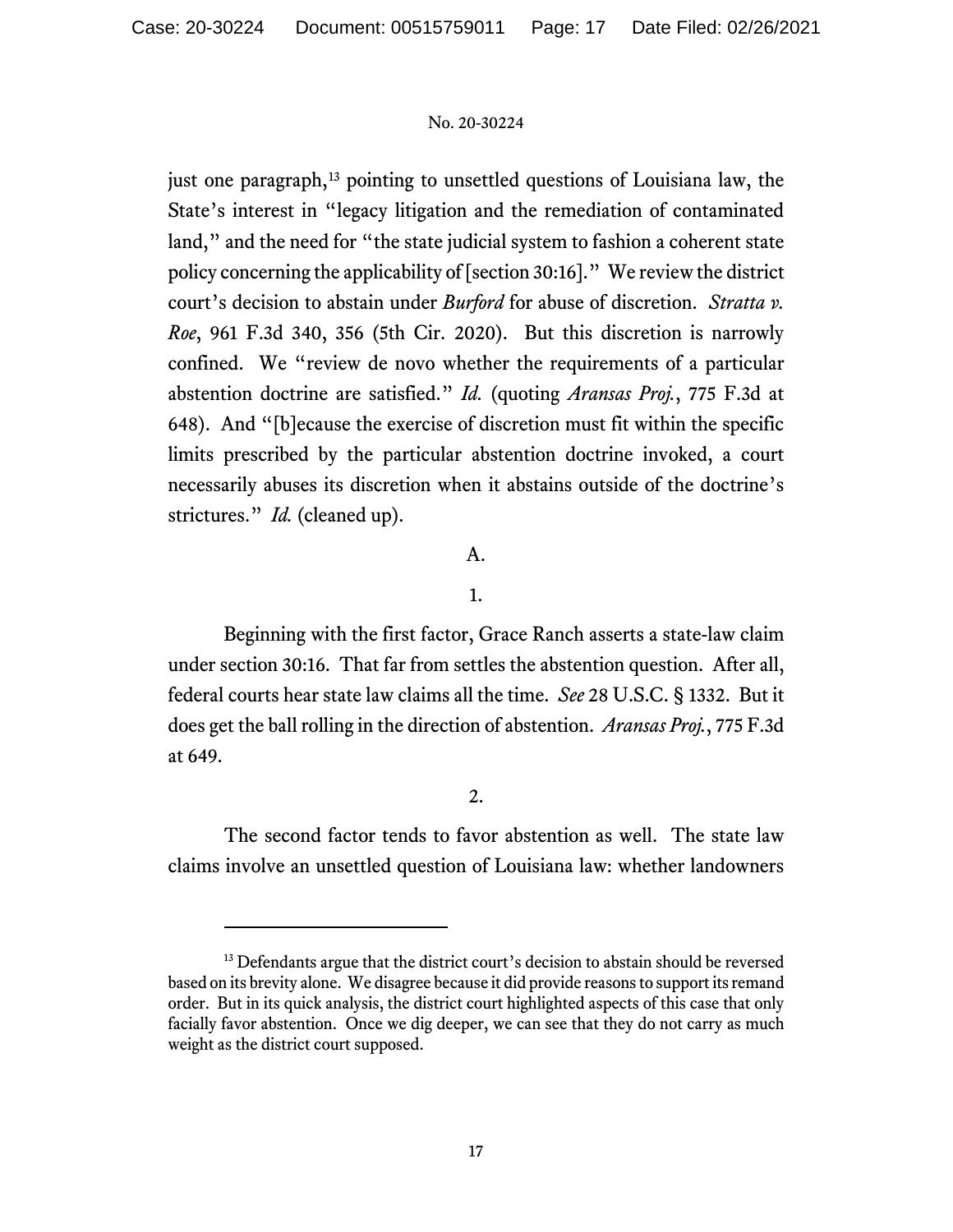just one paragraph,[13] pointing to unsettled questions of Louisiana law, the State's interest in "legacy litigation and the remediation of contaminated land," and the need for "the state judicial system to fashion a coherent state policy concerning the applicability of [section 30:16]." We review the district court's decision to abstain under *Burford* for abuse of discretion. *Stratta v. Roe*, 961 F.3d 340, 356 (5th Cir. 2020). But this discretion is narrowly confined. We "review de novo whether the requirements of a particular abstention doctrine are satisfied." *Id.* (quoting *Aransas Proj.*, 775 F.3d at 648). And "[b]ecause the exercise of discretion must fit within the specific limits prescribed by the particular abstention doctrine invoked, a court necessarily abuses its discretion when it abstains outside of the doctrine's strictures." *Id.* (cleaned up).

A.

1.

Beginning with the first factor, Grace Ranch asserts a state-law claim under section 30:16. That far from settles the abstention question. After all, federal courts hear state law claims all the time. *See* 28 U.S.C. § 1332. But it does get the ball rolling in the direction of abstention. *Aransas Proj.*, 775 F.3d at 649.

2.

The second factor tends to favor abstention as well. The state law claims involve an unsettled question of Louisiana law: whether landowners

[13] Defendants argue that the district court's decision to abstain should be reversed based on its brevity alone. We disagree because it did provide reasons to support its remand order. But in its quick analysis, the district court highlighted aspects of this case that only facially favor abstention. Once we dig deeper, we can see that they do not carry as much weight as the district court supposed.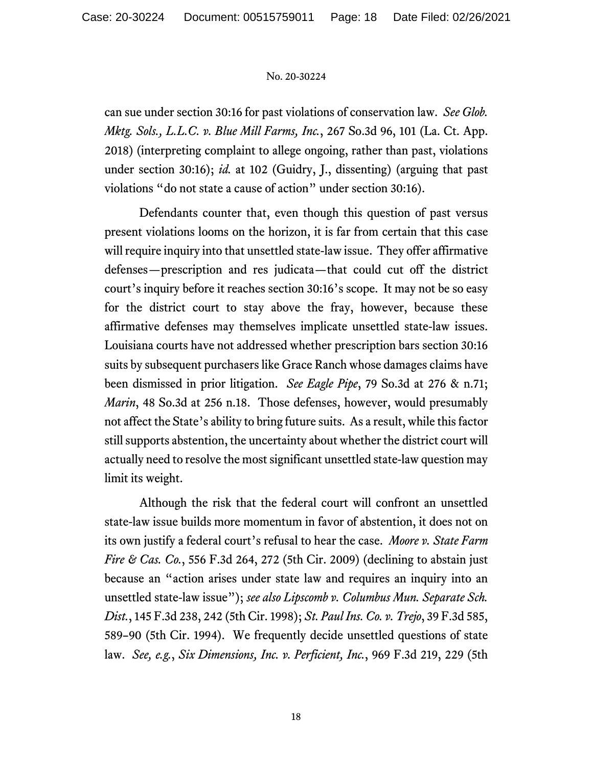can sue under section 30:16 for past violations of conservation law. *See Glob. Mktg. Sols., L.L.C. v. Blue Mill Farms, Inc.*, 267 So.3d 96, 101 (La. Ct. App. 2018) (interpreting complaint to allege ongoing, rather than past, violations under section 30:16); *id.* at 102 (Guidry, J., dissenting) (arguing that past violations "do not state a cause of action" under section 30:16).

Defendants counter that, even though this question of past versus present violations looms on the horizon, it is far from certain that this case will require inquiry into that unsettled state-law issue. They offer affirmative defenses—prescription and res judicata—that could cut off the district court's inquiry before it reaches section 30:16's scope. It may not be so easy for the district court to stay above the fray, however, because these affirmative defenses may themselves implicate unsettled state-law issues. Louisiana courts have not addressed whether prescription bars section 30:16 suits by subsequent purchasers like Grace Ranch whose damages claims have been dismissed in prior litigation. *See Eagle Pipe*, 79 So.3d at 276 & n.71; *Marin*, 48 So.3d at 256 n.18. Those defenses, however, would presumably not affect the State's ability to bring future suits. As a result, while this factor still supports abstention, the uncertainty about whether the district court will actually need to resolve the most significant unsettled state-law question may limit its weight.

Although the risk that the federal court will confront an unsettled state-law issue builds more momentum in favor of abstention, it does not on its own justify a federal court's refusal to hear the case. *Moore v. State Farm Fire & Cas. Co.*, 556 F.3d 264, 272 (5th Cir. 2009) (declining to abstain just because an "action arises under state law and requires an inquiry into an unsettled state-law issue"); *see also Lipscomb v. Columbus Mun. Separate Sch. Dist.*, 145 F.3d 238, 242 (5th Cir. 1998); *St. Paul Ins. Co. v. Trejo*, 39 F.3d 585, 589–90 (5th Cir. 1994). We frequently decide unsettled questions of state law. *See, e.g.*, *Six Dimensions, Inc. v. Perficient, Inc.*, 969 F.3d 219, 229 (5th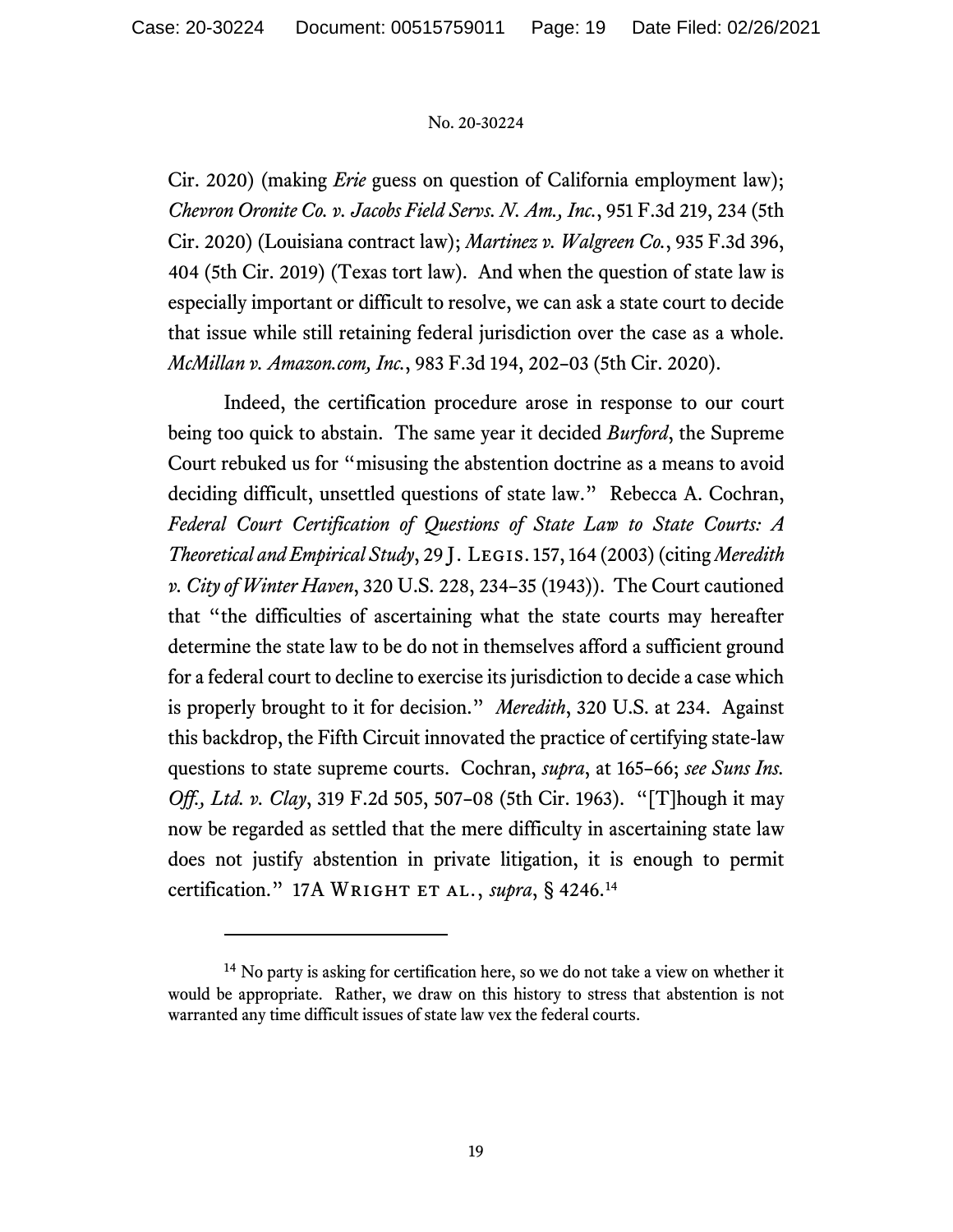Cir. 2020) (making *Erie* guess on question of California employment law); *Chevron Oronite Co. v. Jacobs Field Servs. N. Am., Inc.*, 951 F.3d 219, 234 (5th Cir. 2020) (Louisiana contract law); *Martinez v. Walgreen Co.*, 935 F.3d 396, 404 (5th Cir. 2019) (Texas tort law). And when the question of state law is especially important or difficult to resolve, we can ask a state court to decide that issue while still retaining federal jurisdiction over the case as a whole. *McMillan v. Amazon.com, Inc.*, 983 F.3d 194, 202–03 (5th Cir. 2020).

Indeed, the certification procedure arose in response to our court being too quick to abstain. The same year it decided *Burford*, the Supreme Court rebuked us for "misusing the abstention doctrine as a means to avoid deciding difficult, unsettled questions of state law." Rebecca A. Cochran, *Federal Court Certification of Questions of State Law to State Courts: A Theoretical and Empirical Study*, 29 J. LEGIS. 157, 164 (2003) (citing *Meredith v. City of Winter Haven*, 320 U.S. 228, 234–35 (1943)). The Court cautioned that "the difficulties of ascertaining what the state courts may hereafter determine the state law to be do not in themselves afford a sufficient ground for a federal court to decline to exercise its jurisdiction to decide a case which is properly brought to it for decision." *Meredith*, 320 U.S. at 234. Against this backdrop, the Fifth Circuit innovated the practice of certifying state-law questions to state supreme courts. Cochran, *supra*, at 165–66; *see Suns Ins. Off., Ltd. v. Clay*, 319 F.2d 505, 507–08 (5th Cir. 1963). "[T]hough it may now be regarded as settled that the mere difficulty in ascertaining state law does not justify abstention in private litigation, it is enough to permit certification." 17A WRIGHT ET AL., *supra*, § 4246.[14]

---

[14] No party is asking for certification here, so we do not take a view on whether it would be appropriate. Rather, we draw on this history to stress that abstention is not warranted any time difficult issues of state law vex the federal courts.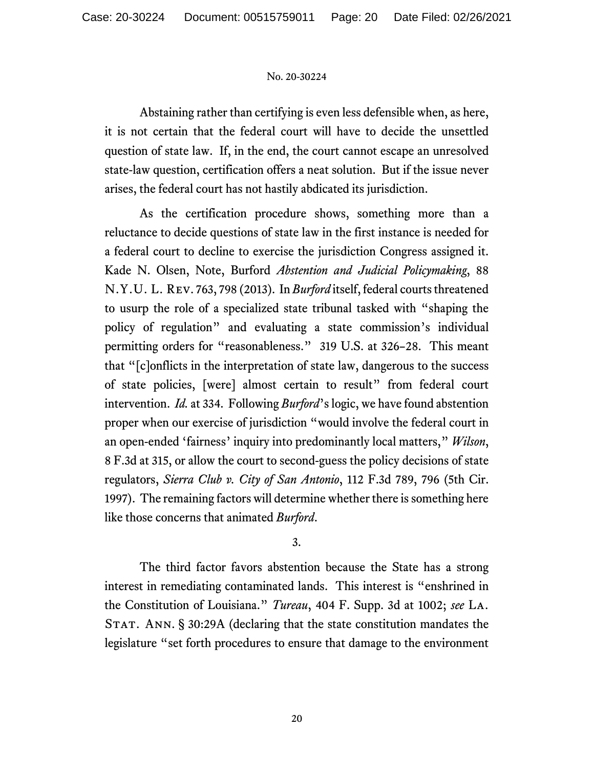Abstaining rather than certifying is even less defensible when, as here, it is not certain that the federal court will have to decide the unsettled question of state law. If, in the end, the court cannot escape an unresolved state-law question, certification offers a neat solution. But if the issue never arises, the federal court has not hastily abdicated its jurisdiction.

As the certification procedure shows, something more than a reluctance to decide questions of state law in the first instance is needed for a federal court to decline to exercise the jurisdiction Congress assigned it. Kade N. Olsen, Note, Burford *Abstention and Judicial Policymaking*, 88 N.Y.U. L. REV. 763, 798 (2013). In *Burford* itself, federal courts threatened to usurp the role of a specialized state tribunal tasked with "shaping the policy of regulation" and evaluating a state commission's individual permitting orders for "reasonableness." 319 U.S. at 326–28. This meant that "[c]onflicts in the interpretation of state law, dangerous to the success of state policies, [were] almost certain to result" from federal court intervention. *Id.* at 334. Following *Burford*'s logic, we have found abstention proper when our exercise of jurisdiction "would involve the federal court in an open-ended 'fairness' inquiry into predominantly local matters," *Wilson*, 8 F.3d at 315, or allow the court to second-guess the policy decisions of state regulators, *Sierra Club v. City of San Antonio*, 112 F.3d 789, 796 (5th Cir. 1997). The remaining factors will determine whether there is something here like those concerns that animated *Burford*.

3.

The third factor favors abstention because the State has a strong interest in remediating contaminated lands. This interest is "enshrined in the Constitution of Louisiana." *Tureau*, 404 F. Supp. 3d at 1002; *see* LA. STAT. ANN. § 30:29A (declaring that the state constitution mandates the legislature "set forth procedures to ensure that damage to the environment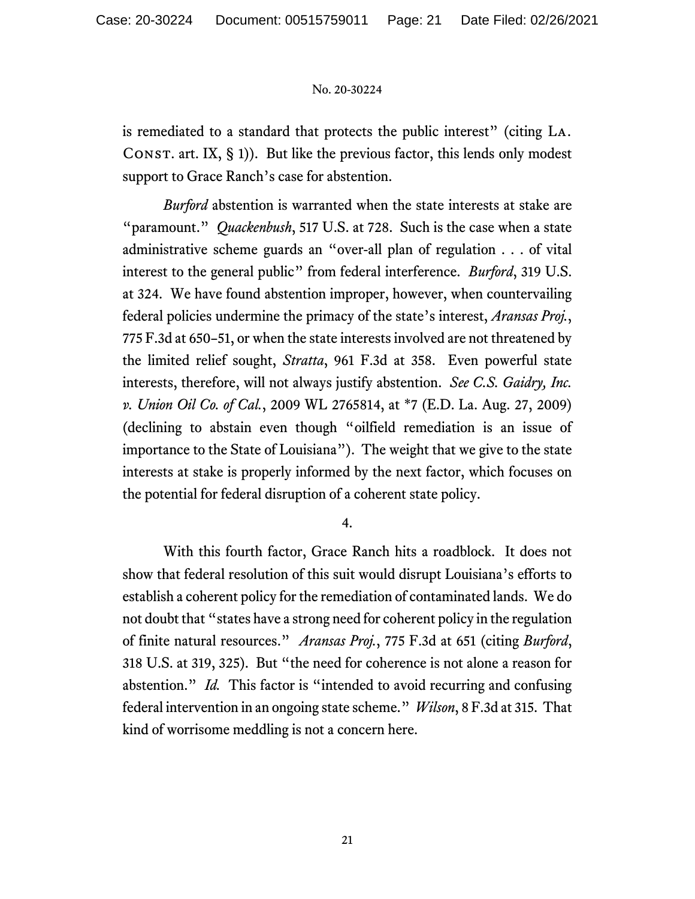is remediated to a standard that protects the public interest" (citing LA. CONST. art. IX, § 1)). But like the previous factor, this lends only modest support to Grace Ranch's case for abstention.

*Burford* abstention is warranted when the state interests at stake are "paramount." *Quackenbush*, 517 U.S. at 728. Such is the case when a state administrative scheme guards an "over-all plan of regulation . . . of vital interest to the general public" from federal interference. *Burford*, 319 U.S. at 324. We have found abstention improper, however, when countervailing federal policies undermine the primacy of the state's interest, *Aransas Proj.*, 775 F.3d at 650–51, or when the state interests involved are not threatened by the limited relief sought, *Stratta*, 961 F.3d at 358. Even powerful state interests, therefore, will not always justify abstention. *See C.S. Gaidry, Inc. v. Union Oil Co. of Cal.*, 2009 WL 2765814, at *7 (E.D. La. Aug. 27, 2009) (declining to abstain even though "oilfield remediation is an issue of importance to the State of Louisiana"). The weight that we give to the state interests at stake is properly informed by the next factor, which focuses on the potential for federal disruption of a coherent state policy.

4.

With this fourth factor, Grace Ranch hits a roadblock. It does not show that federal resolution of this suit would disrupt Louisiana's efforts to establish a coherent policy for the remediation of contaminated lands. We do not doubt that "states have a strong need for coherent policy in the regulation of finite natural resources." *Aransas Proj.*, 775 F.3d at 651 (citing *Burford*, 318 U.S. at 319, 325). But "the need for coherence is not alone a reason for abstention." *Id.* This factor is "intended to avoid recurring and confusing federal intervention in an ongoing state scheme." *Wilson*, 8 F.3d at 315. That kind of worrisome meddling is not a concern here.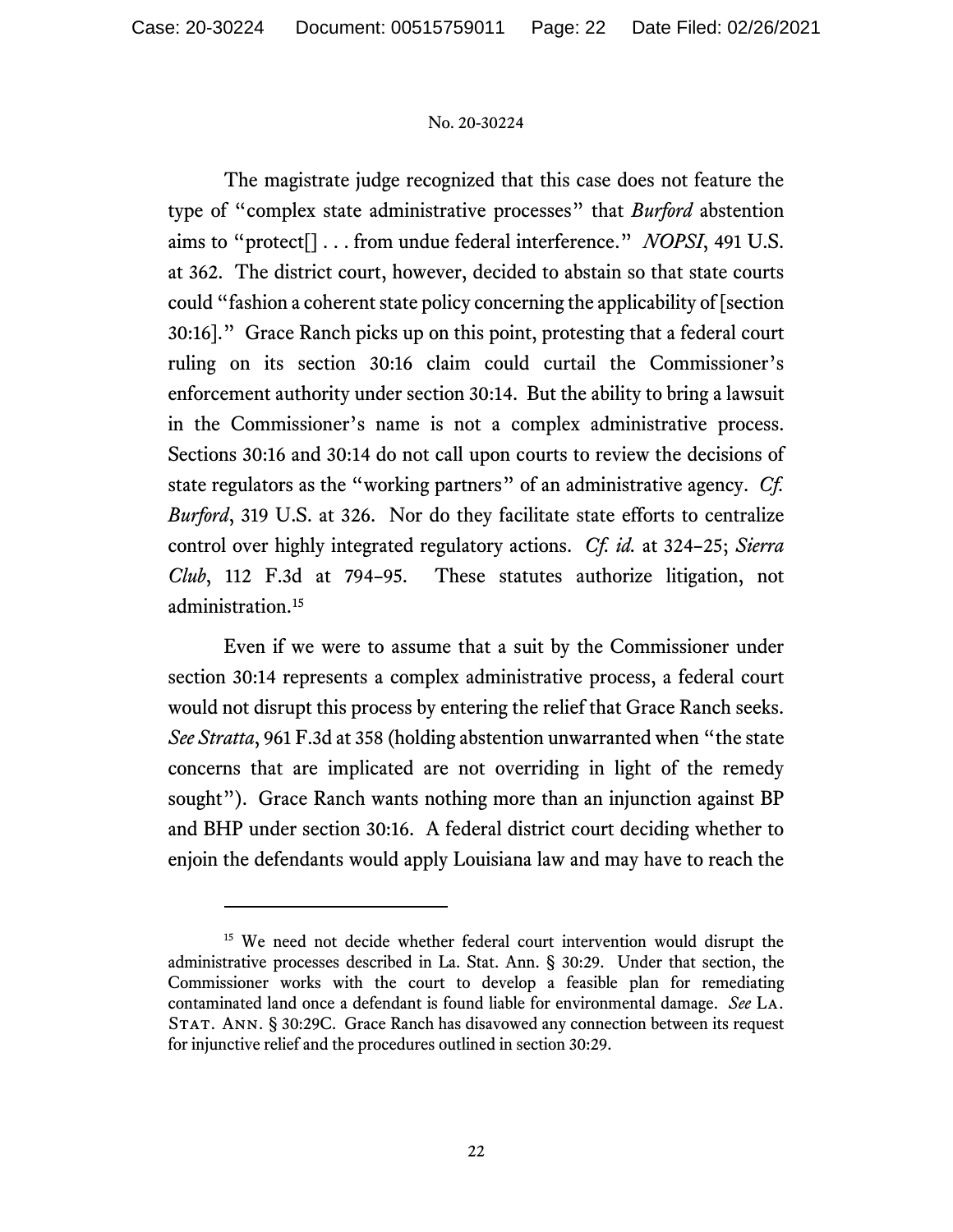The magistrate judge recognized that this case does not feature the type of "complex state administrative processes" that *Burford* abstention aims to "protect[] . . . from undue federal interference." *NOPSI*, 491 U.S. at 362. The district court, however, decided to abstain so that state courts could "fashion a coherent state policy concerning the applicability of [section 30:16]." Grace Ranch picks up on this point, protesting that a federal court ruling on its section 30:16 claim could curtail the Commissioner's enforcement authority under section 30:14. But the ability to bring a lawsuit in the Commissioner's name is not a complex administrative process. Sections 30:16 and 30:14 do not call upon courts to review the decisions of state regulators as the "working partners" of an administrative agency. *Cf. Burford*, 319 U.S. at 326. Nor do they facilitate state efforts to centralize control over highly integrated regulatory actions. *Cf. id.* at 324–25; *Sierra Club*, 112 F.3d at 794–95. These statutes authorize litigation, not administration.[15]

Even if we were to assume that a suit by the Commissioner under section 30:14 represents a complex administrative process, a federal court would not disrupt this process by entering the relief that Grace Ranch seeks. *See Stratta*, 961 F.3d at 358 (holding abstention unwarranted when "the state concerns that are implicated are not overriding in light of the remedy sought"). Grace Ranch wants nothing more than an injunction against BP and BHP under section 30:16. A federal district court deciding whether to enjoin the defendants would apply Louisiana law and may have to reach the

---

[15] We need not decide whether federal court intervention would disrupt the administrative processes described in La. Stat. Ann. § 30:29. Under that section, the Commissioner works with the court to develop a feasible plan for remediating contaminated land once a defendant is found liable for environmental damage. *See* LA. STAT. ANN. § 30:29C. Grace Ranch has disavowed any connection between its request for injunctive relief and the procedures outlined in section 30:29.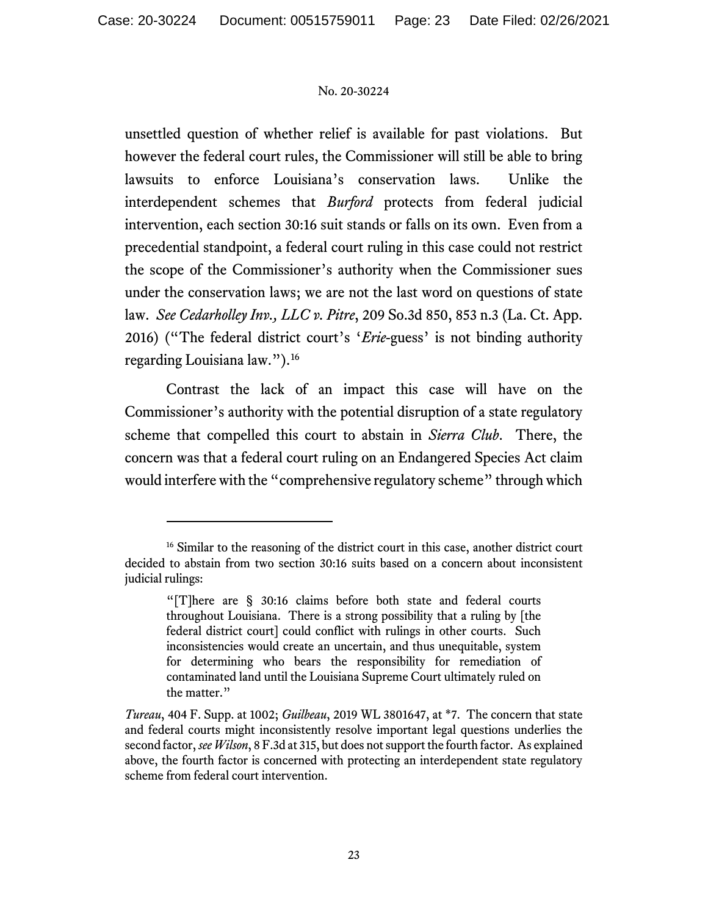unsettled question of whether relief is available for past violations. But however the federal court rules, the Commissioner will still be able to bring lawsuits to enforce Louisiana's conservation laws. Unlike the interdependent schemes that *Burford* protects from federal judicial intervention, each section 30:16 suit stands or falls on its own. Even from a precedential standpoint, a federal court ruling in this case could not restrict the scope of the Commissioner's authority when the Commissioner sues under the conservation laws; we are not the last word on questions of state law. *See Cedarholley Inv., LLC v. Pitre*, 209 So.3d 850, 853 n.3 (La. Ct. App. 2016) ("The federal district court's '*Erie*-guess' is not binding authority regarding Louisiana law.").[16]

Contrast the lack of an impact this case will have on the Commissioner's authority with the potential disruption of a state regulatory scheme that compelled this court to abstain in *Sierra Club*. There, the concern was that a federal court ruling on an Endangered Species Act claim would interfere with the "comprehensive regulatory scheme" through which

---

[16] Similar to the reasoning of the district court in this case, another district court decided to abstain from two section 30:16 suits based on a concern about inconsistent judicial rulings:

> "[T]here are § 30:16 claims before both state and federal courts throughout Louisiana. There is a strong possibility that a ruling by [the federal district court] could conflict with rulings in other courts. Such inconsistencies would create an uncertain, and thus unequitable, system for determining who bears the responsibility for remediation of contaminated land until the Louisiana Supreme Court ultimately ruled on the matter."

*Tureau*, 404 F. Supp. at 1002; *Guilbeau*, 2019 WL 3801647, at *7. The concern that state and federal courts might inconsistently resolve important legal questions underlies the second factor, *see Wilson*, 8 F.3d at 315, but does not support the fourth factor. As explained above, the fourth factor is concerned with protecting an interdependent state regulatory scheme from federal court intervention.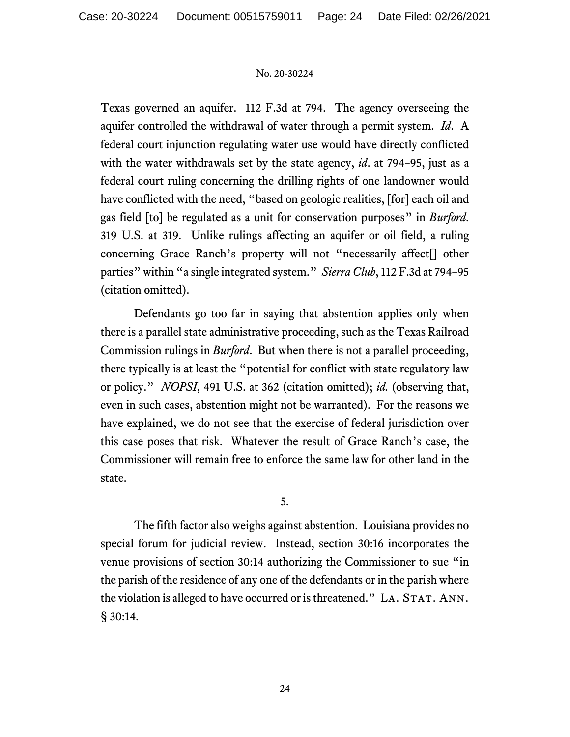Texas governed an aquifer. 112 F.3d at 794. The agency overseeing the aquifer controlled the withdrawal of water through a permit system. *Id*. A federal court injunction regulating water use would have directly conflicted with the water withdrawals set by the state agency, *id*. at 794–95, just as a federal court ruling concerning the drilling rights of one landowner would have conflicted with the need, "based on geologic realities, [for] each oil and gas field [to] be regulated as a unit for conservation purposes" in *Burford*. 319 U.S. at 319. Unlike rulings affecting an aquifer or oil field, a ruling concerning Grace Ranch's property will not "necessarily affect[] other parties" within "a single integrated system." *Sierra Club*, 112 F.3d at 794–95 (citation omitted).

Defendants go too far in saying that abstention applies only when there is a parallel state administrative proceeding, such as the Texas Railroad Commission rulings in *Burford*. But when there is not a parallel proceeding, there typically is at least the "potential for conflict with state regulatory law or policy." *NOPSI*, 491 U.S. at 362 (citation omitted); *id.* (observing that, even in such cases, abstention might not be warranted). For the reasons we have explained, we do not see that the exercise of federal jurisdiction over this case poses that risk. Whatever the result of Grace Ranch's case, the Commissioner will remain free to enforce the same law for other land in the state.

5.

The fifth factor also weighs against abstention. Louisiana provides no special forum for judicial review. Instead, section 30:16 incorporates the venue provisions of section 30:14 authorizing the Commissioner to sue "in the parish of the residence of any one of the defendants or in the parish where the violation is alleged to have occurred or is threatened." La. Stat. Ann. § 30:14.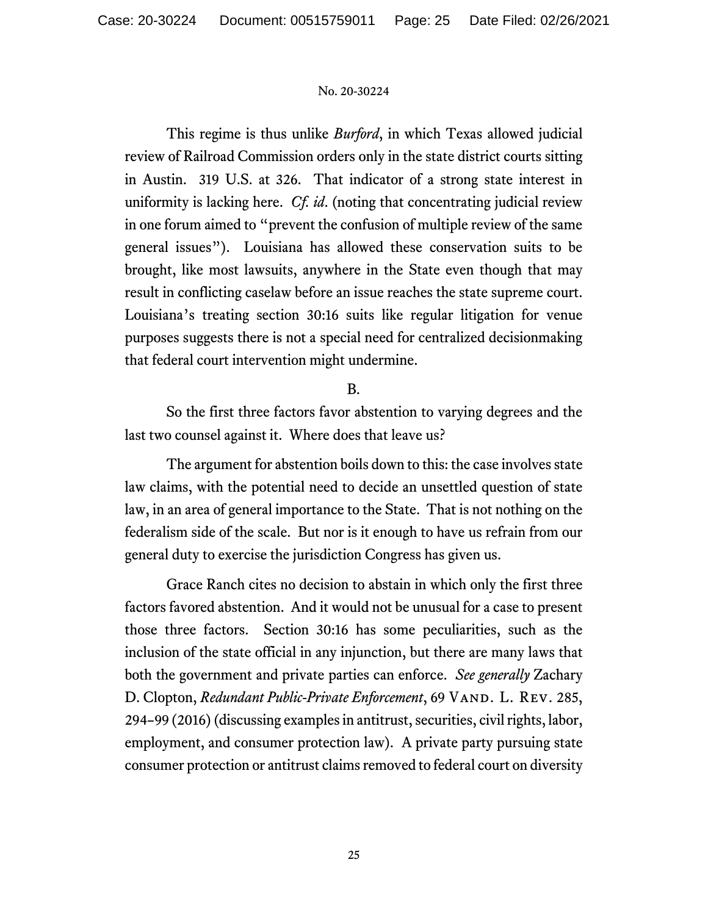This regime is thus unlike *Burford*, in which Texas allowed judicial review of Railroad Commission orders only in the state district courts sitting in Austin. 319 U.S. at 326. That indicator of a strong state interest in uniformity is lacking here. *Cf. id*. (noting that concentrating judicial review in one forum aimed to "prevent the confusion of multiple review of the same general issues"). Louisiana has allowed these conservation suits to be brought, like most lawsuits, anywhere in the State even though that may result in conflicting caselaw before an issue reaches the state supreme court. Louisiana's treating section 30:16 suits like regular litigation for venue purposes suggests there is not a special need for centralized decisionmaking that federal court intervention might undermine.

B.

So the first three factors favor abstention to varying degrees and the last two counsel against it. Where does that leave us?

The argument for abstention boils down to this: the case involves state law claims, with the potential need to decide an unsettled question of state law, in an area of general importance to the State. That is not nothing on the federalism side of the scale. But nor is it enough to have us refrain from our general duty to exercise the jurisdiction Congress has given us.

Grace Ranch cites no decision to abstain in which only the first three factors favored abstention. And it would not be unusual for a case to present those three factors. Section 30:16 has some peculiarities, such as the inclusion of the state official in any injunction, but there are many laws that both the government and private parties can enforce. *See generally* Zachary D. Clopton, *Redundant Public-Private Enforcement*, 69 VAND. L. REV. 285, 294–99 (2016) (discussing examples in antitrust, securities, civil rights, labor, employment, and consumer protection law). A private party pursuing state consumer protection or antitrust claims removed to federal court on diversity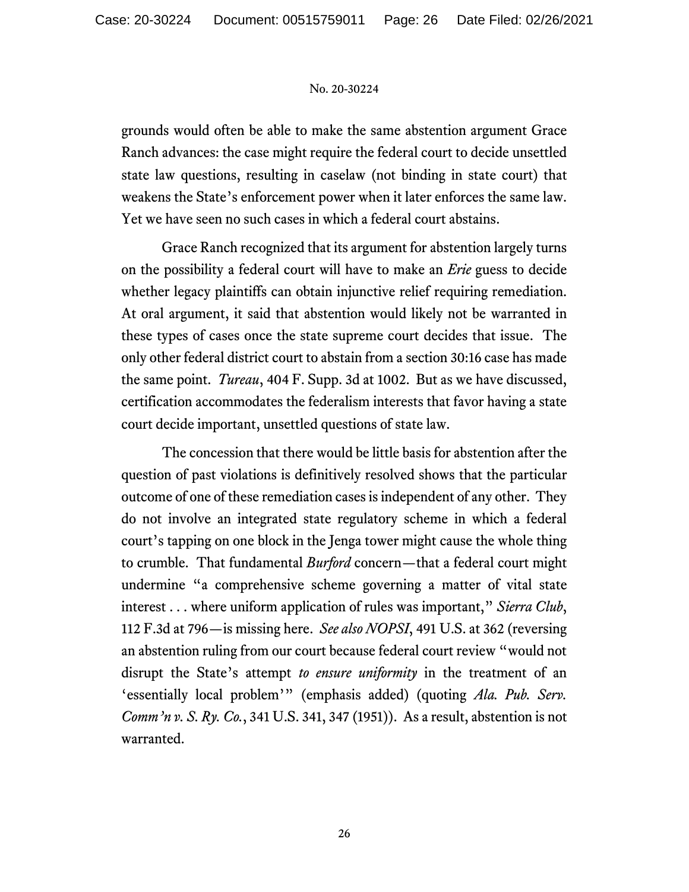grounds would often be able to make the same abstention argument Grace Ranch advances: the case might require the federal court to decide unsettled state law questions, resulting in caselaw (not binding in state court) that weakens the State's enforcement power when it later enforces the same law. Yet we have seen no such cases in which a federal court abstains.

Grace Ranch recognized that its argument for abstention largely turns on the possibility a federal court will have to make an *Erie* guess to decide whether legacy plaintiffs can obtain injunctive relief requiring remediation. At oral argument, it said that abstention would likely not be warranted in these types of cases once the state supreme court decides that issue. The only other federal district court to abstain from a section 30:16 case has made the same point. *Tureau*, 404 F. Supp. 3d at 1002. But as we have discussed, certification accommodates the federalism interests that favor having a state court decide important, unsettled questions of state law.

The concession that there would be little basis for abstention after the question of past violations is definitively resolved shows that the particular outcome of one of these remediation cases is independent of any other. They do not involve an integrated state regulatory scheme in which a federal court's tapping on one block in the Jenga tower might cause the whole thing to crumble. That fundamental *Burford* concern—that a federal court might undermine "a comprehensive scheme governing a matter of vital state interest . . . where uniform application of rules was important," *Sierra Club*, 112 F.3d at 796—is missing here. *See also NOPSI*, 491 U.S. at 362 (reversing an abstention ruling from our court because federal court review "would not disrupt the State's attempt *to ensure uniformity* in the treatment of an 'essentially local problem'" (emphasis added) (quoting *Ala. Pub. Serv. Comm'n v. S. Ry. Co.*, 341 U.S. 341, 347 (1951)). As a result, abstention is not warranted.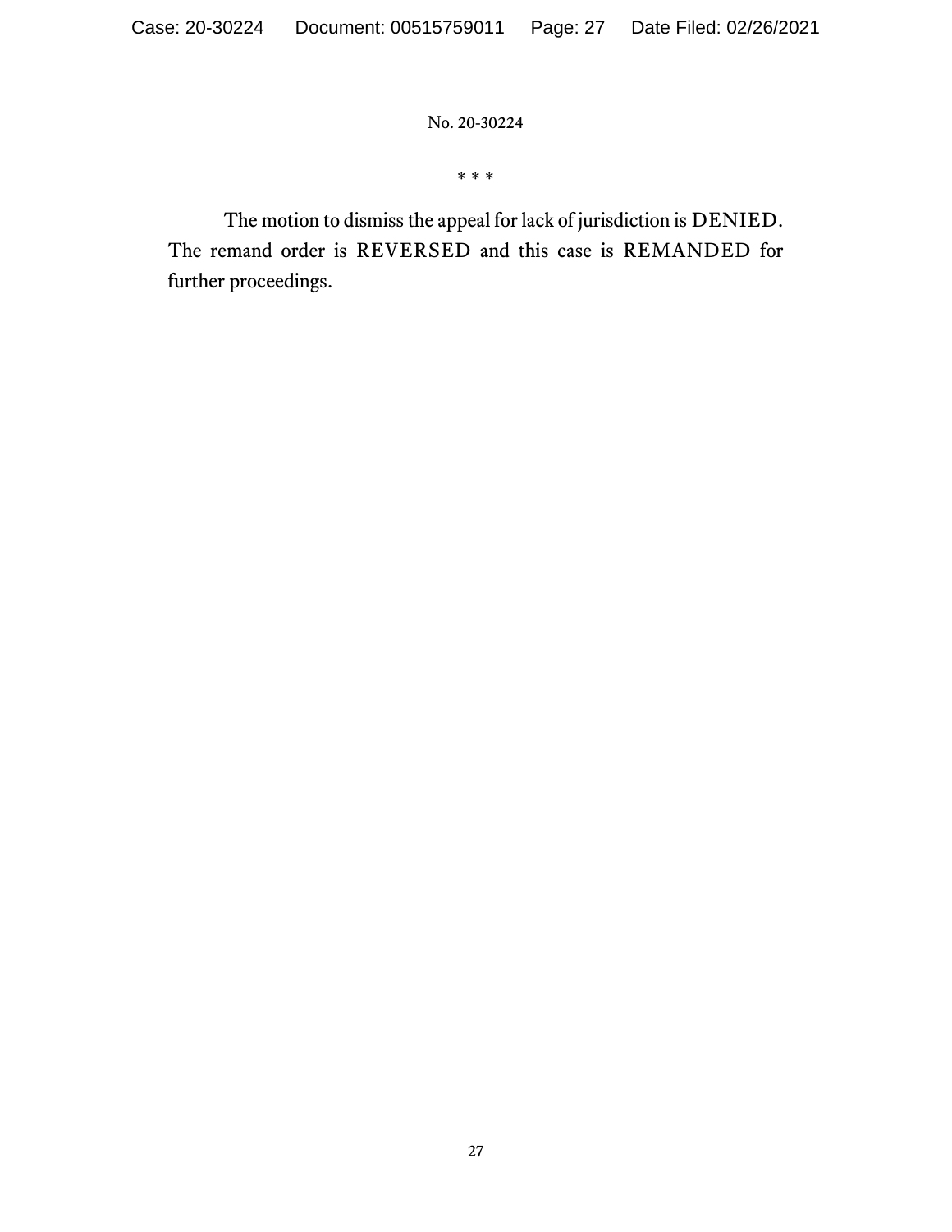\* \* \*

The motion to dismiss the appeal for lack of jurisdiction is DENIED. The remand order is REVERSED and this case is REMANDED for further proceedings.